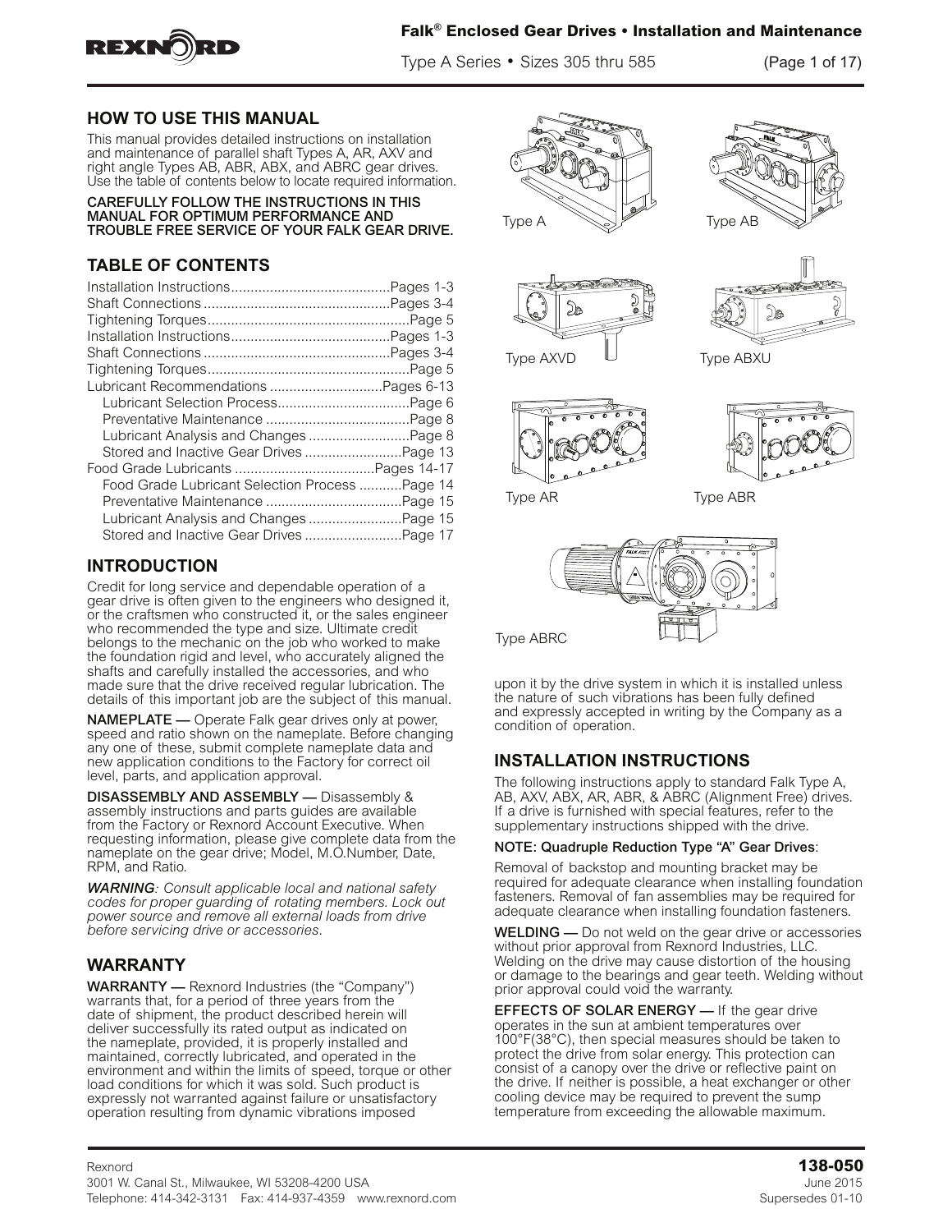## HOW TO USE THIS MANUAL

This manual provides detailed instructions on installation and maintenance of parallel shaft Types A, AR, AXV and right angle Types AB, ABR, ABX, and ABRC gear drives. Use the table of contents below to locate required information.

**CAREFULLY FOLLOW THE INSTRUCTIONS IN THIS MANUAL FOR OPTIMUM PERFORMANCE AND TROUBLE FREE SERVICE OF YOUR FALK GEAR DRIVE.**

## TABLE OF CONTENTS

Installation Instructions........................................Pages 1-3
Shaft Connections ...............................................Pages 3-4
Tightening Torques..................................................Page 5
Installation Instructions........................................Pages 1-3
Shaft Connections ...............................................Pages 3-4
Tightening Torques..................................................Page 5
Lubricant Recommendations ............................Pages 6-13
- Lubricant Selection Process.................................Page 6
- Preventative Maintenance ....................................Page 8
- Lubricant Analysis and Changes .........................Page 8
- Stored and Inactive Gear Drives ........................Page 13

Food Grade Lubricants ...................................Pages 14-17
- Food Grade Lubricant Selection Process ..........Page 14
- Preventative Maintenance ..................................Page 15
- Lubricant Analysis and Changes .......................Page 15
- Stored and Inactive Gear Drives ........................Page 17

## INTRODUCTION

Credit for long service and dependable operation of a gear drive is often given to the engineers who designed it, or the craftsmen who constructed it, or the sales engineer who recommended the type and size. Ultimate credit belongs to the mechanic on the job who worked to make the foundation rigid and level, who accurately aligned the shafts and carefully installed the accessories, and who made sure that the drive received regular lubrication. The details of this important job are the subject of this manual.

**NAMEPLATE —** Operate Falk gear drives only at power, speed and ratio shown on the nameplate. Before changing any one of these, submit complete nameplate data and new application conditions to the Factory for correct oil level, parts, and application approval.

**DISASSEMBLY AND ASSEMBLY —** Disassembly & assembly instructions and parts guides are available from the Factory or Rexnord Account Executive. When requesting information, please give complete data from the nameplate on the gear drive; Model, M.O.Number, Date, RPM, and Ratio.

***WARNING****: Consult applicable local and national safety codes for proper guarding of rotating members. Lock out power source and remove all external loads from drive before servicing drive or accessories.*

## WARRANTY

**WARRANTY —** Rexnord Industries (the "Company") warrants that, for a period of three years from the date of shipment, the product described herein will deliver successfully its rated output as indicated on the nameplate, provided, it is properly installed and maintained, correctly lubricated, and operated in the environment and within the limits of speed, torque or other load conditions for which it was sold. Such product is expressly not warranted against failure or unsatisfactory operation resulting from dynamic vibrations imposed upon it by the drive system in which it is installed unless the nature of such vibrations has been fully defined and expressly accepted in writing by the Company as a condition of operation.

Type A

Type AB

Type AXVD

Type ABXU

Type AR

Type ABR

Type ABRC

## INSTALLATION INSTRUCTIONS

The following instructions apply to standard Falk Type A, AB, AXV, ABX, AR, ABR, & ABRC (Alignment Free) drives. If a drive is furnished with special features, refer to the supplementary instructions shipped with the drive.

**NOTE: Quadruple Reduction Type "A" Gear Drives**:

Removal of backstop and mounting bracket may be required for adequate clearance when installing foundation fasteners. Removal of fan assemblies may be required for adequate clearance when installing foundation fasteners.

**WELDING —** Do not weld on the gear drive or accessories without prior approval from Rexnord Industries, LLC. Welding on the drive may cause distortion of the housing or damage to the bearings and gear teeth. Welding without prior approval could void the warranty.

**EFFECTS OF SOLAR ENERGY —** If the gear drive operates in the sun at ambient temperatures over 100°F(38°C), then special measures should be taken to protect the drive from solar energy. This protection can consist of a canopy over the drive or reflective paint on the drive. If neither is possible, a heat exchanger or other cooling device may be required to prevent the sump temperature from exceeding the allowable maximum.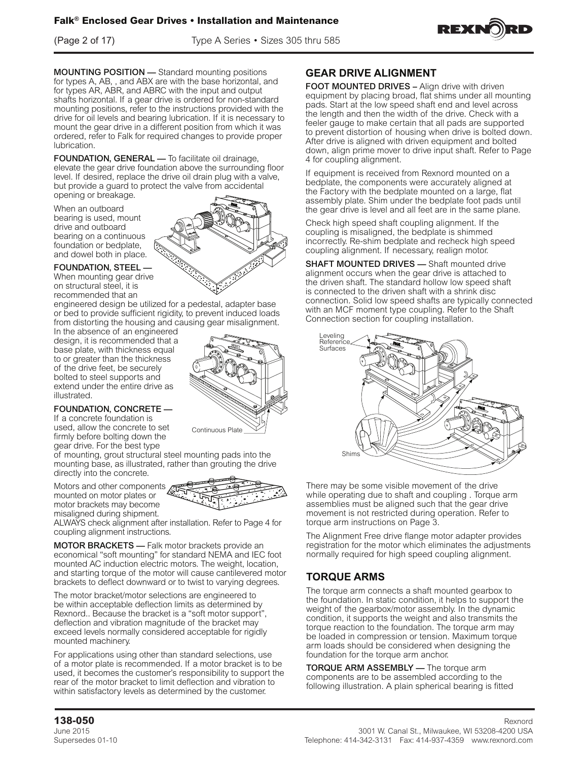**MOUNTING POSITION —** Standard mounting positions for types A, AB, , and ABX are with the base horizontal, and for types AR, ABR, and ABRC with the input and output shafts horizontal. If a gear drive is ordered for non-standard mounting positions, refer to the instructions provided with the drive for oil levels and bearing lubrication. If it is necessary to mount the gear drive in a different position from which it was ordered, refer to Falk for required changes to provide proper lubrication.

**FOUNDATION, GENERAL —** To facilitate oil drainage, elevate the gear drive foundation above the surrounding floor level. If desired, replace the drive oil drain plug with a valve, but provide a guard to protect the valve from accidental opening or breakage.

When an outboard bearing is used, mount drive and outboard bearing on a continuous foundation or bedplate, and dowel both in place.

**FOUNDATION, STEEL —** When mounting gear drive on structural steel, it is recommended that an engineered design be utilized for a pedestal, adapter base or bed to provide sufficient rigidity, to prevent induced loads from distorting the housing and causing gear misalignment. In the absence of an engineered design, it is recommended that a base plate, with thickness equal to or greater than the thickness of the drive feet, be securely bolted to steel supports and extend under the entire drive as illustrated.

Continuous Plate

**FOUNDATION, CONCRETE —** If a concrete foundation is used, allow the concrete to set firmly before bolting down the gear drive. For the best type of mounting, grout structural steel mounting pads into the mounting base, as illustrated, rather than grouting the drive directly into the concrete.

Motors and other components mounted on motor plates or motor brackets may become misaligned during shipment. ALWAYS check alignment after installation. Refer to Page 4 for coupling alignment instructions.

**MOTOR BRACKETS —** Falk motor brackets provide an economical "soft mounting" for standard NEMA and IEC foot mounted AC induction electric motors. The weight, location, and starting torque of the motor will cause cantilevered motor brackets to deflect downward or to twist to varying degrees.

The motor bracket/motor selections are engineered to be within acceptable deflection limits as determined by Rexnord.. Because the bracket is a "soft motor support", deflection and vibration magnitude of the bracket may exceed levels normally considered acceptable for rigidly mounted machinery.

For applications using other than standard selections, use of a motor plate is recommended. If a motor bracket is to be used, it becomes the customer's responsibility to support the rear of the motor bracket to limit deflection and vibration to within satisfactory levels as determined by the customer.

## GEAR DRIVE ALIGNMENT

**FOOT MOUNTED DRIVES –** Align drive with driven equipment by placing broad, flat shims under all mounting pads. Start at the low speed shaft end and level across the length and then the width of the drive. Check with a feeler gauge to make certain that all pads are supported to prevent distortion of housing when drive is bolted down. After drive is aligned with driven equipment and bolted down, align prime mover to drive input shaft. Refer to Page 4 for coupling alignment.

If equipment is received from Rexnord mounted on a bedplate, the components were accurately aligned at the Factory with the bedplate mounted on a large, flat assembly plate. Shim under the bedplate foot pads until the gear drive is level and all feet are in the same plane.

Check high speed shaft coupling alignment. If the coupling is misaligned, the bedplate is shimmed incorrectly. Re-shim bedplate and recheck high speed coupling alignment. If necessary, realign motor.

**SHAFT MOUNTED DRIVES —** Shaft mounted drive alignment occurs when the gear drive is attached to the driven shaft. The standard hollow low speed shaft is connected to the driven shaft with a shrink disc connection. Solid low speed shafts are typically connected with an MCF moment type coupling. Refer to the Shaft Connection section for coupling installation.

Leveling Reference Surfaces

Shims

There may be some visible movement of the drive while operating due to shaft and coupling . Torque arm assemblies must be aligned such that the gear drive movement is not restricted during operation. Refer to torque arm instructions on Page 3.

The Alignment Free drive flange motor adapter provides registration for the motor which eliminates the adjustments normally required for high speed coupling alignment.

## TORQUE ARMS

The torque arm connects a shaft mounted gearbox to the foundation. In static condition, it helps to support the weight of the gearbox/motor assembly. In the dynamic condition, it supports the weight and also transmits the torque reaction to the foundation. The torque arm may be loaded in compression or tension. Maximum torque arm loads should be considered when designing the foundation for the torque arm anchor.

**TORQUE ARM ASSEMBLY —** The torque arm components are to be assembled according to the following illustration. A plain spherical bearing is fitted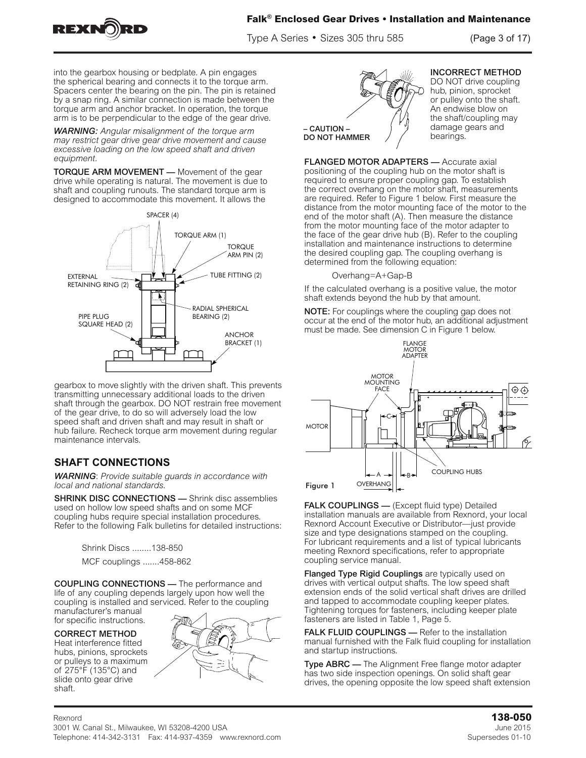into the gearbox housing or bedplate. A pin engages the spherical bearing and connects it to the torque arm. Spacers center the bearing on the pin. The pin is retained by a snap ring. A similar connection is made between the torque arm and anchor bracket. In operation, the torque arm is to be perpendicular to the edge of the gear drive.

***WARNING:*** *Angular misalignment of the torque arm may restrict gear drive gear drive movement and cause excessive loading on the low speed shaft and driven equipment.*

**TORQUE ARM MOVEMENT —** Movement of the gear drive while operating is natural. The movement is due to shaft and coupling runouts. The standard torque arm is designed to accommodate this movement. It allows the gearbox to move slightly with the driven shaft. This prevents transmitting unnecessary additional loads to the driven shaft through the gearbox. DO NOT restrain free movement of the gear drive, to do so will adversely load the low speed shaft and driven shaft and may result in shaft or hub failure. Recheck torque arm movement during regular maintenance intervals.

## SHAFT CONNECTIONS

***WARNING****: Provide suitable guards in accordance with local and national standards.*

**SHRINK DISC CONNECTIONS —** Shrink disc assemblies used on hollow low speed shafts and on some MCF coupling hubs require special installation procedures. Refer to the following Falk bulletins for detailed instructions:

Shrink Discs ........138-850

MCF couplings .......458-862

**COUPLING CONNECTIONS —** The performance and life of any coupling depends largely upon how well the coupling is installed and serviced. Refer to the coupling manufacturer's manual for specific instructions.

**CORRECT METHOD**
Heat interference fitted hubs, pinions, sprockets or pulleys to a maximum of 275°F (135°C) and slide onto gear drive shaft.

**INCORRECT METHOD**
DO NOT drive coupling hub, pinion, sprocket or pulley onto the shaft. An endwise blow on the shaft/coupling may damage gears and bearings.

– CAUTION –
DO NOT HAMMER

**FLANGED MOTOR ADAPTERS —** Accurate axial positioning of the coupling hub on the motor shaft is required to ensure proper coupling gap. To establish the correct overhang on the motor shaft, measurements are required. Refer to Figure 1 below. First measure the distance from the motor mounting face of the motor to the end of the motor shaft (A). Then measure the distance from the motor mounting face of the motor adapter to the face of the gear drive hub (B). Refer to the coupling installation and maintenance instructions to determine the desired coupling gap. The coupling overhang is determined from the following equation:

$$\text{Overhang} = A + \text{Gap} - B$$

If the calculated overhang is a positive value, the motor shaft extends beyond the hub by that amount.

**NOTE:** For couplings where the coupling gap does not occur at the end of the motor hub, an additional adjustment must be made. See dimension C in Figure 1 below.

Figure 1

**FALK COUPLINGS —** (Except fluid type) Detailed installation manuals are available from Rexnord, your local Rexnord Account Executive or Distributor—just provide size and type designations stamped on the coupling. For lubricant requirements and a list of typical lubricants meeting Rexnord specifications, refer to appropriate coupling service manual.

**Flanged Type Rigid Couplings** are typically used on drives with vertical output shafts. The low speed shaft extension ends of the solid vertical shaft drives are drilled and tapped to accommodate coupling keeper plates. Tightening torques for fasteners, including keeper plate fasteners are listed in Table 1, Page 5.

**FALK FLUID COUPLINGS —** Refer to the installation manual furnished with the Falk fluid coupling for installation and startup instructions.

**Type ABRC —** The Alignment Free flange motor adapter has two side inspection openings. On solid shaft gear drives, the opening opposite the low speed shaft extension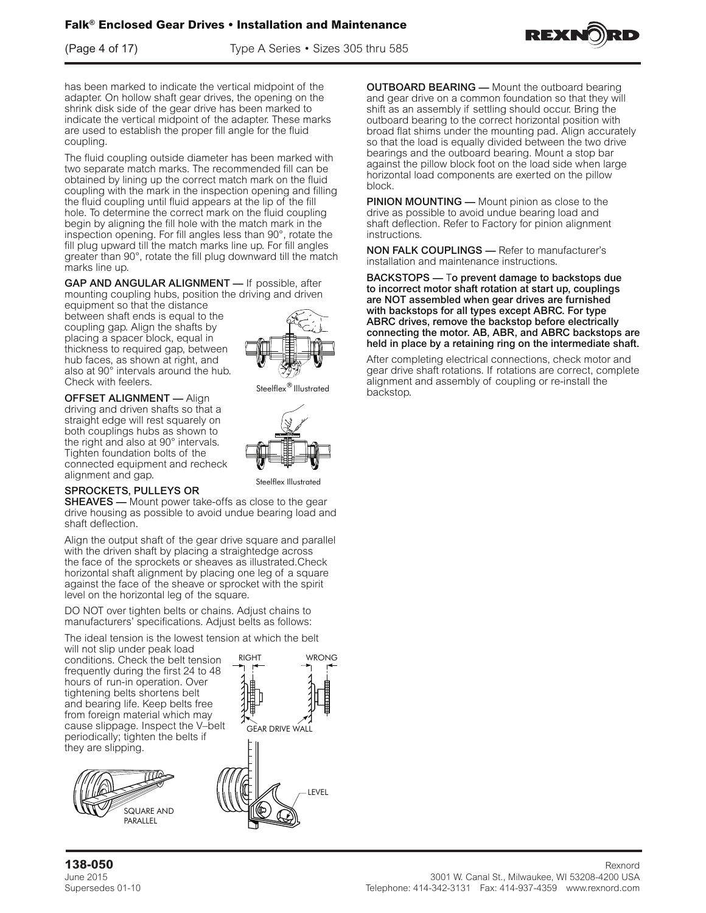has been marked to indicate the vertical midpoint of the adapter. On hollow shaft gear drives, the opening on the shrink disk side of the gear drive has been marked to indicate the vertical midpoint of the adapter. These marks are used to establish the proper fill angle for the fluid coupling.

The fluid coupling outside diameter has been marked with two separate match marks. The recommended fill can be obtained by lining up the correct match mark on the fluid coupling with the mark in the inspection opening and filling the fluid coupling until fluid appears at the lip of the fill hole. To determine the correct mark on the fluid coupling begin by aligning the fill hole with the match mark in the inspection opening. For fill angles less than 90°, rotate the fill plug upward till the match marks line up. For fill angles greater than 90°, rotate the fill plug downward till the match marks line up.

**GAP AND ANGULAR ALIGNMENT —** If possible, after mounting coupling hubs, position the driving and driven equipment so that the distance between shaft ends is equal to the coupling gap. Align the shafts by placing a spacer block, equal in thickness to required gap, between hub faces, as shown at right, and also at 90° intervals around the hub. Check with feelers.

Steelflex® Illustrated

**OFFSET ALIGNMENT —** Align driving and driven shafts so that a straight edge will rest squarely on both couplings hubs as shown to the right and also at 90° intervals. Tighten foundation bolts of the connected equipment and recheck alignment and gap.

Steelflex Illustrated

**SPROCKETS, PULLEYS OR SHEAVES —** Mount power take-offs as close to the gear drive housing as possible to avoid undue bearing load and shaft deflection.

Align the output shaft of the gear drive square and parallel with the driven shaft by placing a straightedge across the face of the sprockets or sheaves as illustrated.Check horizontal shaft alignment by placing one leg of a square against the face of the sheave or sprocket with the spirit level on the horizontal leg of the square.

DO NOT over tighten belts or chains. Adjust chains to manufacturers' specifications. Adjust belts as follows:

The ideal tension is the lowest tension at which the belt will not slip under peak load conditions. Check the belt tension frequently during the first 24 to 48 hours of run-in operation. Over tightening belts shortens belt and bearing life. Keep belts free from foreign material which may cause slippage. Inspect the V–belt periodically; tighten the belts if they are slipping.

RIGHT WRONG

GEAR DRIVE WALL

SQUARE AND PARALLEL

LEVEL

**OUTBOARD BEARING —** Mount the outboard bearing and gear drive on a common foundation so that they will shift as an assembly if settling should occur. Bring the outboard bearing to the correct horizontal position with broad flat shims under the mounting pad. Align accurately so that the load is equally divided between the two drive bearings and the outboard bearing. Mount a stop bar against the pillow block foot on the load side when large horizontal load components are exerted on the pillow block.

**PINION MOUNTING —** Mount pinion as close to the drive as possible to avoid undue bearing load and shaft deflection. Refer to Factory for pinion alignment instructions.

**NON FALK COUPLINGS —** Refer to manufacturer's installation and maintenance instructions.

**BACKSTOPS — To prevent damage to backstops due to incorrect motor shaft rotation at start up, couplings are NOT assembled when gear drives are furnished with backstops for all types except ABRC. For type ABRC drives, remove the backstop before electrically connecting the motor. AB, ABR, and ABRC backstops are held in place by a retaining ring on the intermediate shaft.**

After completing electrical connections, check motor and gear drive shaft rotations. If rotations are correct, complete alignment and assembly of coupling or re-install the backstop.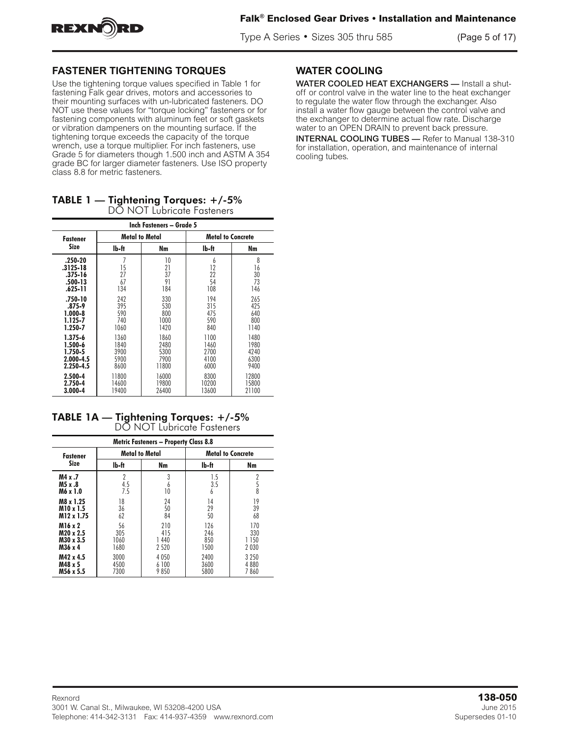## FASTENER TIGHTENING TORQUES

Use the tightening torque values specified in Table 1 for fastening Falk gear drives, motors and accessories to their mounting surfaces with un-lubricated fasteners. DO NOT use these values for "torque locking" fasteners or for fastening components with aluminum feet or soft gaskets or vibration dampeners on the mounting surface. If the tightening torque exceeds the capacity of the torque wrench, use a torque multiplier. For inch fasteners, use Grade 5 for diameters though 1.500 inch and ASTM A 354 grade BC for larger diameter fasteners. Use ISO property class 8.8 for metric fasteners.

### TABLE 1 — Tightening Torques: +/-5%
DO NOT Lubricate Fasteners

| Inch Fasteners – Grade 5 | | | | |
|---|---|---|---|---|
| **Fastener Size** | **Metal to Metal** | | **Metal to Concrete** | |
| | **lb-ft** | **Nm** | **lb-ft** | **Nm** |
| .250-20 | 7 | 10 | 6 | 8 |
| .3125-18 | 15 | 21 | 12 | 16 |
| .375-16 | 27 | 37 | 22 | 30 |
| .500-13 | 67 | 91 | 54 | 73 |
| .625-11 | 134 | 184 | 108 | 146 |
| .750-10 | 242 | 330 | 194 | 265 |
| .875-9 | 395 | 530 | 315 | 425 |
| 1.000-8 | 590 | 800 | 475 | 640 |
| 1.125-7 | 740 | 1000 | 590 | 800 |
| 1.250-7 | 1060 | 1420 | 840 | 1140 |
| 1.375-6 | 1360 | 1860 | 1100 | 1480 |
| 1.500-6 | 1840 | 2480 | 1460 | 1980 |
| 1.750-5 | 3900 | 5300 | 2700 | 4240 |
| 2.000-4.5 | 5900 | 7900 | 4100 | 6300 |
| 2.250-4.5 | 8600 | 11800 | 6000 | 9400 |
| 2.500-4 | 11800 | 16000 | 8300 | 12800 |
| 2.750-4 | 14600 | 19800 | 10200 | 15800 |
| 3.000-4 | 19400 | 26400 | 13600 | 21100 |

### TABLE 1A — Tightening Torques: +/-5%
DO NOT Lubricate Fasteners

| Metric Fasteners – Property Class 8.8 | | | | |
|---|---|---|---|---|
| **Fastener Size** | **Metal to Metal** | | **Metal to Concrete** | |
| | **lb-ft** | **Nm** | **lb-ft** | **Nm** |
| M4 x .7 | 2 | 3 | 1.5 | 2 |
| M5 x .8 | 4.5 | 6 | 3.5 | 5 |
| M6 x 1.0 | 7.5 | 10 | 6 | 8 |
| M8 x 1.25 | 18 | 24 | 14 | 19 |
| M10 x 1.5 | 36 | 50 | 29 | 39 |
| M12 x 1.75 | 62 | 84 | 50 | 68 |
| M16 x 2 | 56 | 210 | 126 | 170 |
| M20 x 2.5 | 305 | 415 | 246 | 330 |
| M30 x 3.5 | 1060 | 1 440 | 850 | 1 150 |
| M36 x 4 | 1680 | 2 520 | 1500 | 2 030 |
| M42 x 4.5 | 3000 | 4 050 | 2400 | 3 250 |
| M48 x 5 | 4500 | 6 100 | 3600 | 4 880 |
| M56 x 5.5 | 7300 | 9 850 | 5800 | 7 860 |

## WATER COOLING

WATER COOLED HEAT EXCHANGERS — Install a shut-off or control valve in the water line to the heat exchanger to regulate the water flow through the exchanger. Also install a water flow gauge between the control valve and the exchanger to determine actual flow rate. Discharge water to an OPEN DRAIN to prevent back pressure.

INTERNAL COOLING TUBES — Refer to Manual 138-310 for installation, operation, and maintenance of internal cooling tubes.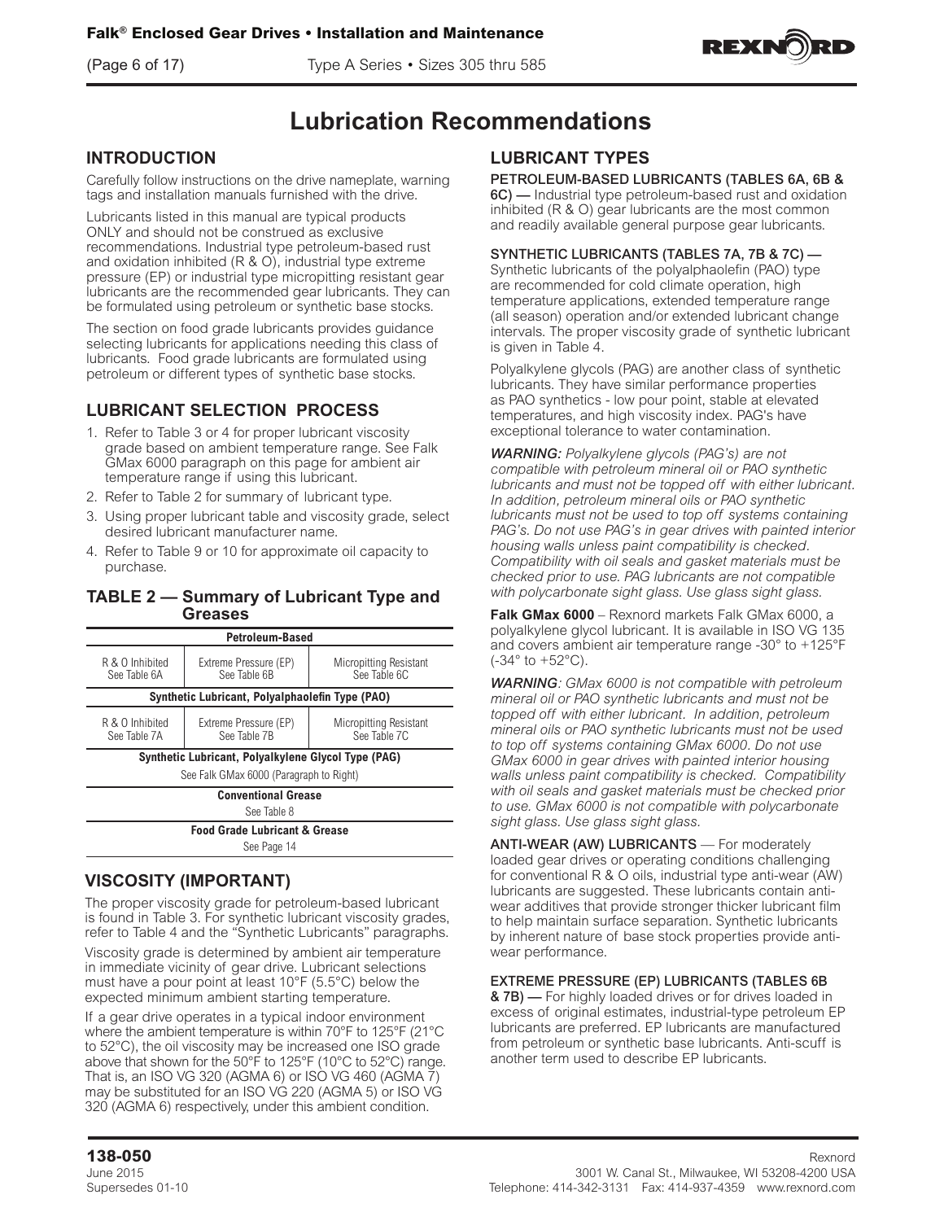# Lubrication Recommendations

## INTRODUCTION

Carefully follow instructions on the drive nameplate, warning tags and installation manuals furnished with the drive.

Lubricants listed in this manual are typical products ONLY and should not be construed as exclusive recommendations. Industrial type petroleum-based rust and oxidation inhibited (R & O), industrial type extreme pressure (EP) or industrial type micropitting resistant gear lubricants are the recommended gear lubricants. They can be formulated using petroleum or synthetic base stocks.

The section on food grade lubricants provides guidance selecting lubricants for applications needing this class of lubricants. Food grade lubricants are formulated using petroleum or different types of synthetic base stocks.

## LUBRICANT SELECTION PROCESS

1. Refer to Table 3 or 4 for proper lubricant viscosity grade based on ambient temperature range. See Falk GMax 6000 paragraph on this page for ambient air temperature range if using this lubricant.
2. Refer to Table 2 for summary of lubricant type.
3. Using proper lubricant table and viscosity grade, select desired lubricant manufacturer name.
4. Refer to Table 9 or 10 for approximate oil capacity to purchase.

### TABLE 2 — Summary of Lubricant Type and Greases

| Petroleum-Based | | |
|---|---|---|
| R & O Inhibited See Table 6A | Extreme Pressure (EP) See Table 6B | Micropitting Resistant See Table 6C |
| **Synthetic Lubricant, Polyalphaolefin Type (PAO)** | | |
| R & O Inhibited See Table 7A | Extreme Pressure (EP) See Table 7B | Micropitting Resistant See Table 7C |
| **Synthetic Lubricant, Polyalkylene Glycol Type (PAG)** See Falk GMax 6000 (Paragraph to Right) | | |
| **Conventional Grease** See Table 8 | | |
| **Food Grade Lubricant & Grease** See Page 14 | | |

## VISCOSITY (IMPORTANT)

The proper viscosity grade for petroleum-based lubricant is found in Table 3. For synthetic lubricant viscosity grades, refer to Table 4 and the "Synthetic Lubricants" paragraphs.

Viscosity grade is determined by ambient air temperature in immediate vicinity of gear drive. Lubricant selections must have a pour point at least 10°F (5.5°C) below the expected minimum ambient starting temperature.

If a gear drive operates in a typical indoor environment where the ambient temperature is within 70°F to 125°F (21°C to 52°C), the oil viscosity may be increased one ISO grade above that shown for the 50°F to 125°F (10°C to 52°C) range. That is, an ISO VG 320 (AGMA 6) or ISO VG 460 (AGMA 7) may be substituted for an ISO VG 220 (AGMA 5) or ISO VG 320 (AGMA 6) respectively, under this ambient condition.

## LUBRICANT TYPES

**PETROLEUM-BASED LUBRICANTS (TABLES 6A, 6B & 6C) —** Industrial type petroleum-based rust and oxidation inhibited (R & O) gear lubricants are the most common and readily available general purpose gear lubricants.

**SYNTHETIC LUBRICANTS (TABLES 7A, 7B & 7C) —** Synthetic lubricants of the polyalphaolefin (PAO) type are recommended for cold climate operation, high temperature applications, extended temperature range (all season) operation and/or extended lubricant change intervals. The proper viscosity grade of synthetic lubricant is given in Table 4.

Polyalkylene glycols (PAG) are another class of synthetic lubricants. They have similar performance properties as PAO synthetics - low pour point, stable at elevated temperatures, and high viscosity index. PAG's have exceptional tolerance to water contamination.

***WARNING:*** *Polyalkylene glycols (PAG's) are not compatible with petroleum mineral oil or PAO synthetic lubricants and must not be topped off with either lubricant. In addition, petroleum mineral oils or PAO synthetic lubricants must not be used to top off systems containing PAG's. Do not use PAG's in gear drives with painted interior housing walls unless paint compatibility is checked. Compatibility with oil seals and gasket materials must be checked prior to use. PAG lubricants are not compatible with polycarbonate sight glass. Use glass sight glass.*

**Falk GMax 6000** – Rexnord markets Falk GMax 6000, a polyalkylene glycol lubricant. It is available in ISO VG 135 and covers ambient air temperature range -30° to +125°F (-34° to +52°C).

***WARNING****: GMax 6000 is not compatible with petroleum mineral oil or PAO synthetic lubricants and must not be topped off with either lubricant. In addition, petroleum mineral oils or PAO synthetic lubricants must not be used to top off systems containing GMax 6000. Do not use GMax 6000 in gear drives with painted interior housing walls unless paint compatibility is checked. Compatibility with oil seals and gasket materials must be checked prior to use. GMax 6000 is not compatible with polycarbonate sight glass. Use glass sight glass.*

**ANTI-WEAR (AW) LUBRICANTS** — For moderately loaded gear drives or operating conditions challenging for conventional R & O oils, industrial type anti-wear (AW) lubricants are suggested. These lubricants contain anti-wear additives that provide stronger thicker lubricant film to help maintain surface separation. Synthetic lubricants by inherent nature of base stock properties provide anti-wear performance.

**EXTREME PRESSURE (EP) LUBRICANTS (TABLES 6B & 7B) —** For highly loaded drives or for drives loaded in excess of original estimates, industrial-type petroleum EP lubricants are preferred. EP lubricants are manufactured from petroleum or synthetic base lubricants. Anti-scuff is another term used to describe EP lubricants.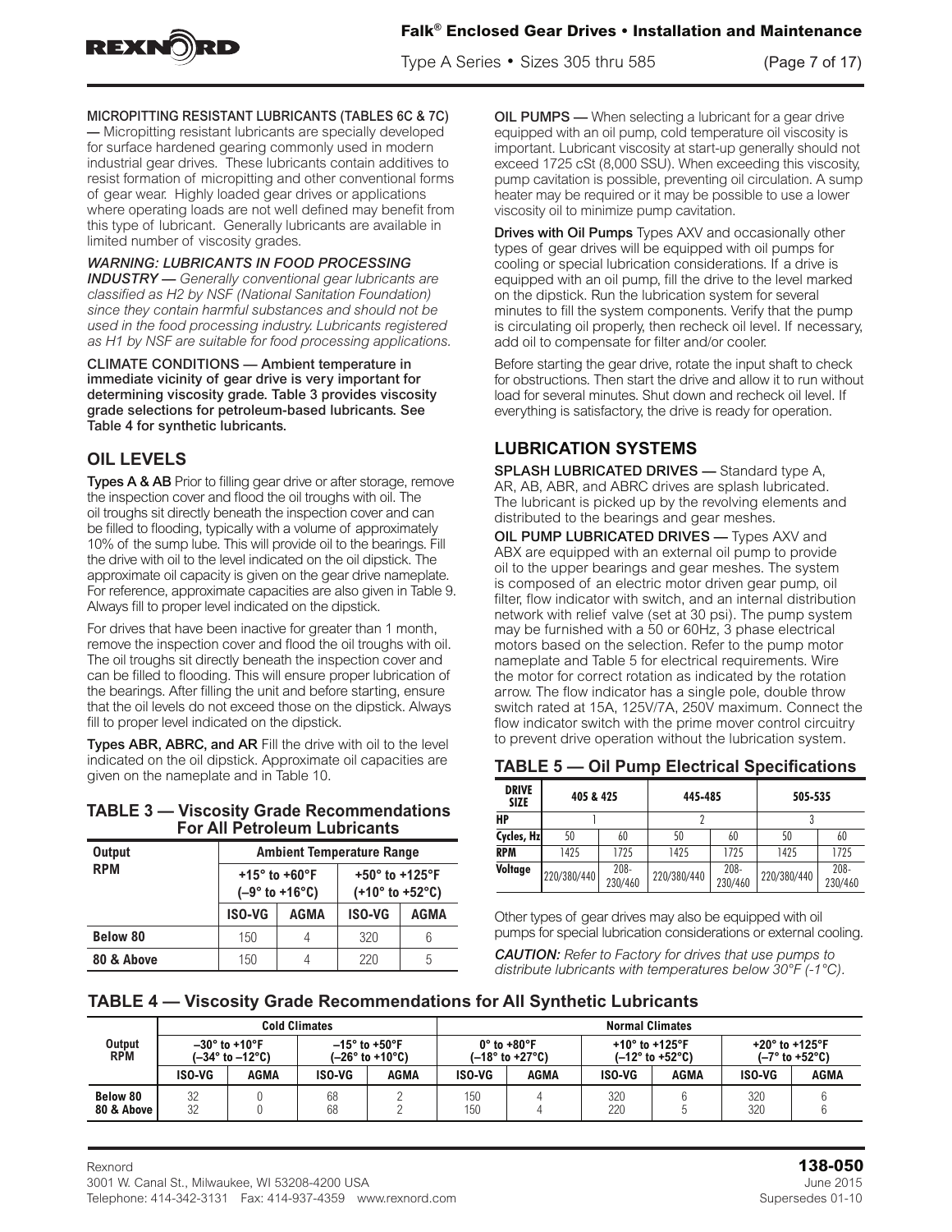**MICROPITTING RESISTANT LUBRICANTS (TABLES 6C & 7C) —** Micropitting resistant lubricants are specially developed for surface hardened gearing commonly used in modern industrial gear drives. These lubricants contain additives to resist formation of micropitting and other conventional forms of gear wear. Highly loaded gear drives or applications where operating loads are not well defined may benefit from this type of lubricant. Generally lubricants are available in limited number of viscosity grades.

***WARNING: LUBRICANTS IN FOOD PROCESSING INDUSTRY —*** *Generally conventional gear lubricants are classified as H2 by NSF (National Sanitation Foundation) since they contain harmful substances and should not be used in the food processing industry. Lubricants registered as H1 by NSF are suitable for food processing applications.*

**CLIMATE CONDITIONS — Ambient temperature in immediate vicinity of gear drive is very important for determining viscosity grade. Table 3 provides viscosity grade selections for petroleum-based lubricants. See Table 4 for synthetic lubricants.**

## OIL LEVELS

**Types A & AB** Prior to filling gear drive or after storage, remove the inspection cover and flood the oil troughs with oil. The oil troughs sit directly beneath the inspection cover and can be filled to flooding, typically with a volume of approximately 10% of the sump lube. This will provide oil to the bearings. Fill the drive with oil to the level indicated on the oil dipstick. The approximate oil capacity is given on the gear drive nameplate. For reference, approximate capacities are also given in Table 9. Always fill to proper level indicated on the dipstick.

For drives that have been inactive for greater than 1 month, remove the inspection cover and flood the oil troughs with oil. The oil troughs sit directly beneath the inspection cover and can be filled to flooding. This will ensure proper lubrication of the bearings. After filling the unit and before starting, ensure that the oil levels do not exceed those on the dipstick. Always fill to proper level indicated on the dipstick.

**Types ABR, ABRC, and AR** Fill the drive with oil to the level indicated on the oil dipstick. Approximate oil capacities are given on the nameplate and in Table 10.

### TABLE 3 — Viscosity Grade Recommendations For All Petroleum Lubricants

| Output RPM | Ambient Temperature Range | | | |
|---|---|---|---|---|
| | +15° to +60°F (–9° to +16°C) | | +50° to +125°F (+10° to +52°C) | |
| | ISO-VG | AGMA | ISO-VG | AGMA |
| Below 80 | 150 | 4 | 320 | 6 |
| 80 & Above | 150 | 4 | 220 | 5 |

**OIL PUMPS —** When selecting a lubricant for a gear drive equipped with an oil pump, cold temperature oil viscosity is important. Lubricant viscosity at start-up generally should not exceed 1725 cSt (8,000 SSU). When exceeding this viscosity, pump cavitation is possible, preventing oil circulation. A sump heater may be required or it may be possible to use a lower viscosity oil to minimize pump cavitation.

**Drives with Oil Pumps** Types AXV and occasionally other types of gear drives will be equipped with oil pumps for cooling or special lubrication considerations. If a drive is equipped with an oil pump, fill the drive to the level marked on the dipstick. Run the lubrication system for several minutes to fill the system components. Verify that the pump is circulating oil properly, then recheck oil level. If necessary, add oil to compensate for filter and/or cooler.

Before starting the gear drive, rotate the input shaft to check for obstructions. Then start the drive and allow it to run without load for several minutes. Shut down and recheck oil level. If everything is satisfactory, the drive is ready for operation.

## LUBRICATION SYSTEMS

**SPLASH LUBRICATED DRIVES —** Standard type A, AR, AB, ABR, and ABRC drives are splash lubricated. The lubricant is picked up by the revolving elements and distributed to the bearings and gear meshes.

**OIL PUMP LUBRICATED DRIVES —** Types AXV and ABX are equipped with an external oil pump to provide oil to the upper bearings and gear meshes. The system is composed of an electric motor driven gear pump, oil filter, flow indicator with switch, and an internal distribution network with relief valve (set at 30 psi). The pump system may be furnished with a 50 or 60Hz, 3 phase electrical motors based on the selection. Refer to the pump motor nameplate and Table 5 for electrical requirements. Wire the motor for correct rotation as indicated by the rotation arrow. The flow indicator has a single pole, double throw switch rated at 15A, 125V/7A, 250V maximum. Connect the flow indicator switch with the prime mover control circuitry to prevent drive operation without the lubrication system.

### TABLE 5 — Oil Pump Electrical Specifications

| DRIVE SIZE | 405 & 425 | | 445-485 | | 505-535 | |
|---|---|---|---|---|---|---|
| HP | 1 | | 2 | | 3 | |
| Cycles, Hz | 50 | 60 | 50 | 60 | 50 | 60 |
| RPM | 1425 | 1725 | 1425 | 1725 | 1425 | 1725 |
| Voltage | 220/380/440 | 208-230/460 | 220/380/440 | 208-230/460 | 220/380/440 | 208-230/460 |

Other types of gear drives may also be equipped with oil pumps for special lubrication considerations or external cooling.

***CAUTION:*** *Refer to Factory for drives that use pumps to distribute lubricants with temperatures below 30°F (-1°C).*

### TABLE 4 — Viscosity Grade Recommendations for All Synthetic Lubricants

| Output RPM | Cold Climates | | | | Normal Climates | | | | | |
|---|---|---|---|---|---|---|---|---|---|---|
| | –30° to +10°F (–34° to –12°C) | | –15° to +50°F (–26° to +10°C) | | 0° to +80°F (–18° to +27°C) | | +10° to +125°F (–12° to +52°C) | | +20° to +125°F (–7° to +52°C) | |
| | ISO-VG | AGMA | ISO-VG | AGMA | ISO-VG | AGMA | ISO-VG | AGMA | ISO-VG | AGMA |
| Below 80 | 32 | 0 | 68 | 2 | 150 | 4 | 320 | 6 | 320 | 6 |
| 80 & Above | 32 | 0 | 68 | 2 | 150 | 4 | 220 | 5 | 320 | 6 |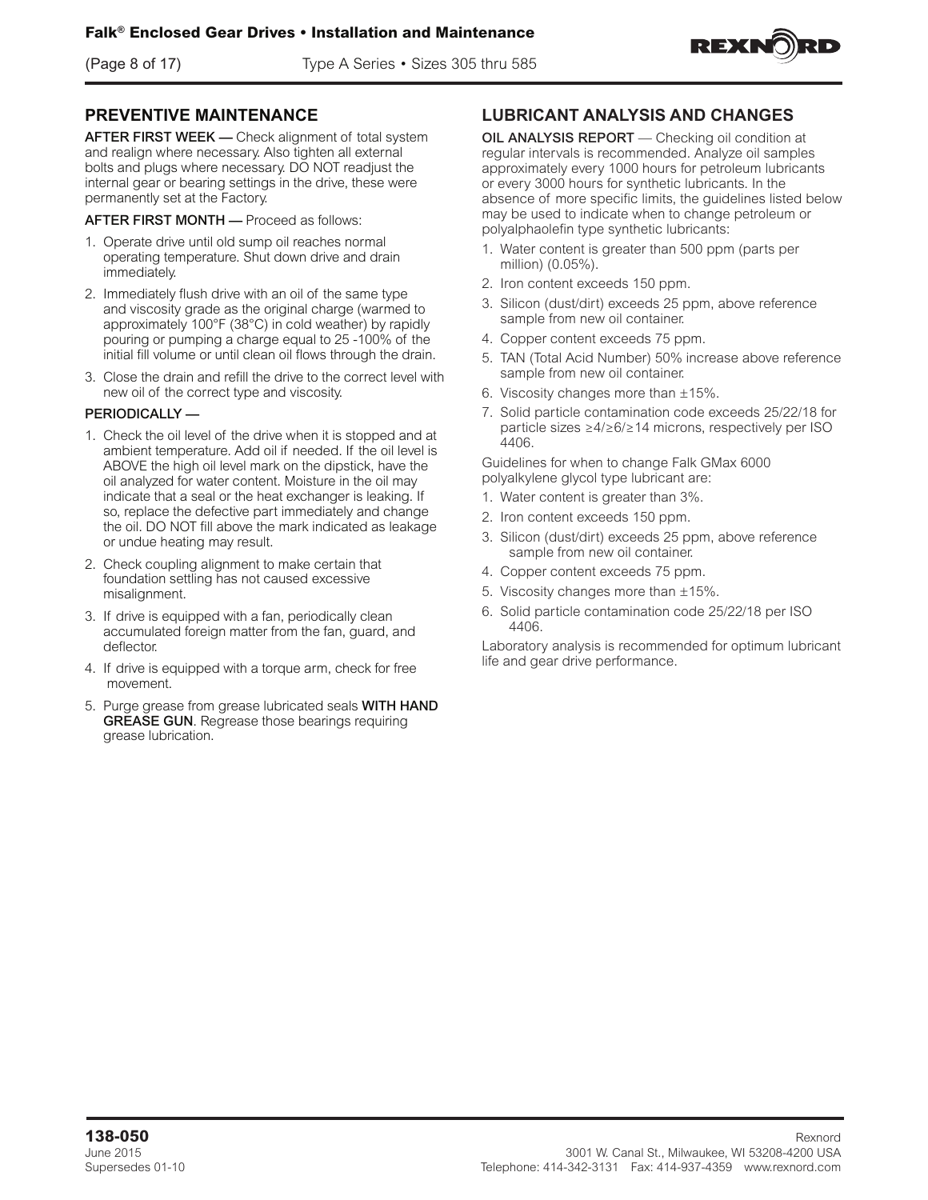## PREVENTIVE MAINTENANCE

**AFTER FIRST WEEK —** Check alignment of total system and realign where necessary. Also tighten all external bolts and plugs where necessary. DO NOT readjust the internal gear or bearing settings in the drive, these were permanently set at the Factory.

**AFTER FIRST MONTH —** Proceed as follows:

1. Operate drive until old sump oil reaches normal operating temperature. Shut down drive and drain immediately.
2. Immediately flush drive with an oil of the same type and viscosity grade as the original charge (warmed to approximately 100°F (38°C) in cold weather) by rapidly pouring or pumping a charge equal to 25 -100% of the initial fill volume or until clean oil flows through the drain.
3. Close the drain and refill the drive to the correct level with new oil of the correct type and viscosity.

**PERIODICALLY —**

1. Check the oil level of the drive when it is stopped and at ambient temperature. Add oil if needed. If the oil level is ABOVE the high oil level mark on the dipstick, have the oil analyzed for water content. Moisture in the oil may indicate that a seal or the heat exchanger is leaking. If so, replace the defective part immediately and change the oil. DO NOT fill above the mark indicated as leakage or undue heating may result.
2. Check coupling alignment to make certain that foundation settling has not caused excessive misalignment.
3. If drive is equipped with a fan, periodically clean accumulated foreign matter from the fan, guard, and deflector.
4. If drive is equipped with a torque arm, check for free movement.
5. Purge grease from grease lubricated seals **WITH HAND GREASE GUN**. Regrease those bearings requiring grease lubrication.

## LUBRICANT ANALYSIS AND CHANGES

**OIL ANALYSIS REPORT** — Checking oil condition at regular intervals is recommended. Analyze oil samples approximately every 1000 hours for petroleum lubricants or every 3000 hours for synthetic lubricants. In the absence of more specific limits, the guidelines listed below may be used to indicate when to change petroleum or polyalphaolefin type synthetic lubricants:

1. Water content is greater than 500 ppm (parts per million) (0.05%).
2. Iron content exceeds 150 ppm.
3. Silicon (dust/dirt) exceeds 25 ppm, above reference sample from new oil container.
4. Copper content exceeds 75 ppm.
5. TAN (Total Acid Number) 50% increase above reference sample from new oil container.
6. Viscosity changes more than ±15%.
7. Solid particle contamination code exceeds 25/22/18 for particle sizes ≥4/≥6/≥14 microns, respectively per ISO 4406.

Guidelines for when to change Falk GMax 6000 polyalkylene glycol type lubricant are:

1. Water content is greater than 3%.
2. Iron content exceeds 150 ppm.
3. Silicon (dust/dirt) exceeds 25 ppm, above reference sample from new oil container.
4. Copper content exceeds 75 ppm.
5. Viscosity changes more than ±15%.
6. Solid particle contamination code 25/22/18 per ISO 4406.

Laboratory analysis is recommended for optimum lubricant life and gear drive performance.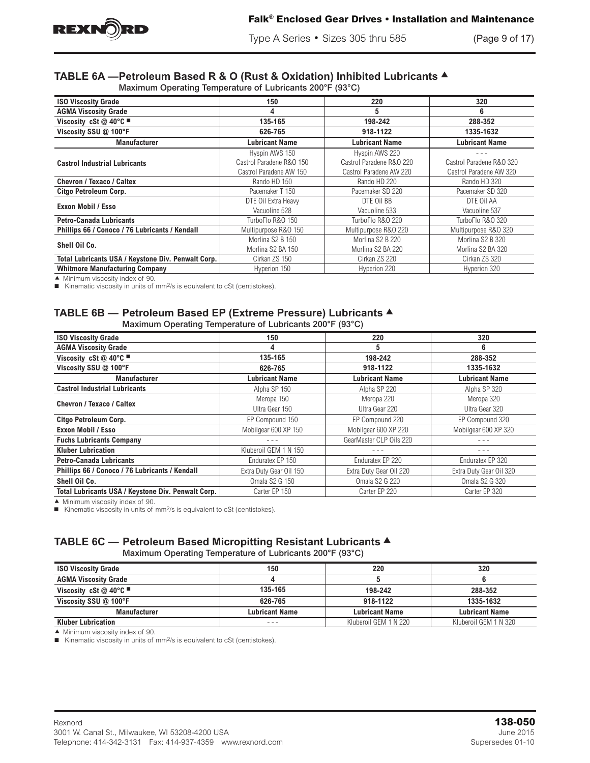## TABLE 6A —Petroleum Based R & O (Rust & Oxidation) Inhibited Lubricants ▲

Maximum Operating Temperature of Lubricants 200°F (93°C)

| ISO Viscosity Grade | 150 | 220 | 320 |
|---|---|---|---|
| AGMA Viscosity Grade | 4 | 5 | 6 |
| Viscosity cSt @ 40°C ■ | 135-165 | 198-242 | 288-352 |
| Viscosity SSU @ 100°F | 626-765 | 918-1122 | 1335-1632 |
| **Manufacturer** | **Lubricant Name** | **Lubricant Name** | **Lubricant Name** |
| Castrol Industrial Lubricants | Hyspin AWS 150<br>Castrol Paradene R&O 150<br>Castrol Paradene AW 150 | Hyspin AWS 220<br>Castrol Paradene R&O 220<br>Castrol Paradene AW 220 | - - -<br>Castrol Paradene R&O 320<br>Castrol Paradene AW 320 |
| Chevron / Texaco / Caltex | Rando HD 150 | Rando HD 220 | Rando HD 320 |
| Citgo Petroleum Corp. | Pacemaker T 150 | Pacemaker SD 220 | Pacemaker SD 320 |
| Exxon Mobil / Esso | DTE Oil Extra Heavy<br>Vacuoline 528 | DTE Oil BB<br>Vacuoline 533 | DTE Oil AA<br>Vacuoline 537 |
| Petro-Canada Lubricants | TurboFlo R&O 150 | TurboFlo R&O 220 | TurboFlo R&O 320 |
| Phillips 66 / Conoco / 76 Lubricants / Kendall | Multipurpose R&O 150 | Multipurpose R&O 220 | Multipurpose R&O 320 |
| Shell Oil Co. | Morlina S2 B 150<br>Morlina S2 BA 150 | Morlina S2 B 220<br>Morlina S2 BA 220 | Morlina S2 B 320<br>Morlina S2 BA 320 |
| Total Lubricants USA / Keystone Div. Penwalt Corp. | Cirkan ZS 150 | Cirkan ZS 220 | Cirkan ZS 320 |
| Whitmore Manufacturing Company | Hyperion 150 | Hyperion 220 | Hyperion 320 |

▲ Minimum viscosity index of 90.

■ Kinematic viscosity in units of $mm^2/s$ is equivalent to cSt (centistokes).

## TABLE 6B — Petroleum Based EP (Extreme Pressure) Lubricants ▲

Maximum Operating Temperature of Lubricants 200°F (93°C)

| ISO Viscosity Grade | 150 | 220 | 320 |
|---|---|---|---|
| AGMA Viscosity Grade | 4 | 5 | 6 |
| Viscosity cSt @ 40°C ■ | 135-165 | 198-242 | 288-352 |
| Viscosity SSU @ 100°F | 626-765 | 918-1122 | 1335-1632 |
| **Manufacturer** | **Lubricant Name** | **Lubricant Name** | **Lubricant Name** |
| Castrol Industrial Lubricants | Alpha SP 150 | Alpha SP 220 | Alpha SP 320 |
| Chevron / Texaco / Caltex | Meropa 150<br>Ultra Gear 150 | Meropa 220<br>Ultra Gear 220 | Meropa 320<br>Ultra Gear 320 |
| Citgo Petroleum Corp. | EP Compound 150 | EP Compound 220 | EP Compound 320 |
| Exxon Mobil / Esso | Mobilgear 600 XP 150 | Mobilgear 600 XP 220 | Mobilgear 600 XP 320 |
| Fuchs Lubricants Company | - - - | GearMaster CLP Oils 220 | - - - |
| Kluber Lubrication | Kluberoil GEM 1 N 150 | - - - | - - - |
| Petro-Canada Lubricants | Enduratex EP 150 | Enduratex EP 220 | Enduratex EP 320 |
| Phillips 66 / Conoco / 76 Lubricants / Kendall | Extra Duty Gear Oil 150 | Extra Duty Gear Oil 220 | Extra Duty Gear Oil 320 |
| Shell Oil Co. | Omala S2 G 150 | Omala S2 G 220 | Omala S2 G 320 |
| Total Lubricants USA / Keystone Div. Penwalt Corp. | Carter EP 150 | Carter EP 220 | Carter EP 320 |

▲ Minimum viscosity index of 90.

■ Kinematic viscosity in units of $mm^2/s$ is equivalent to cSt (centistokes).

## TABLE 6C — Petroleum Based Micropitting Resistant Lubricants ▲

Maximum Operating Temperature of Lubricants 200°F (93°C)

| ISO Viscosity Grade | 150 | 220 | 320 |
|---|---|---|---|
| AGMA Viscosity Grade | 4 | 5 | 6 |
| Viscosity cSt @ 40°C ■ | 135-165 | 198-242 | 288-352 |
| Viscosity SSU @ 100°F | 626-765 | 918-1122 | 1335-1632 |
| **Manufacturer** | **Lubricant Name** | **Lubricant Name** | **Lubricant Name** |
| Kluber Lubrication | - - - | Kluberoil GEM 1 N 220 | Kluberoil GEM 1 N 320 |

▲ Minimum viscosity index of 90.

■ Kinematic viscosity in units of $mm^2/s$ is equivalent to cSt (centistokes).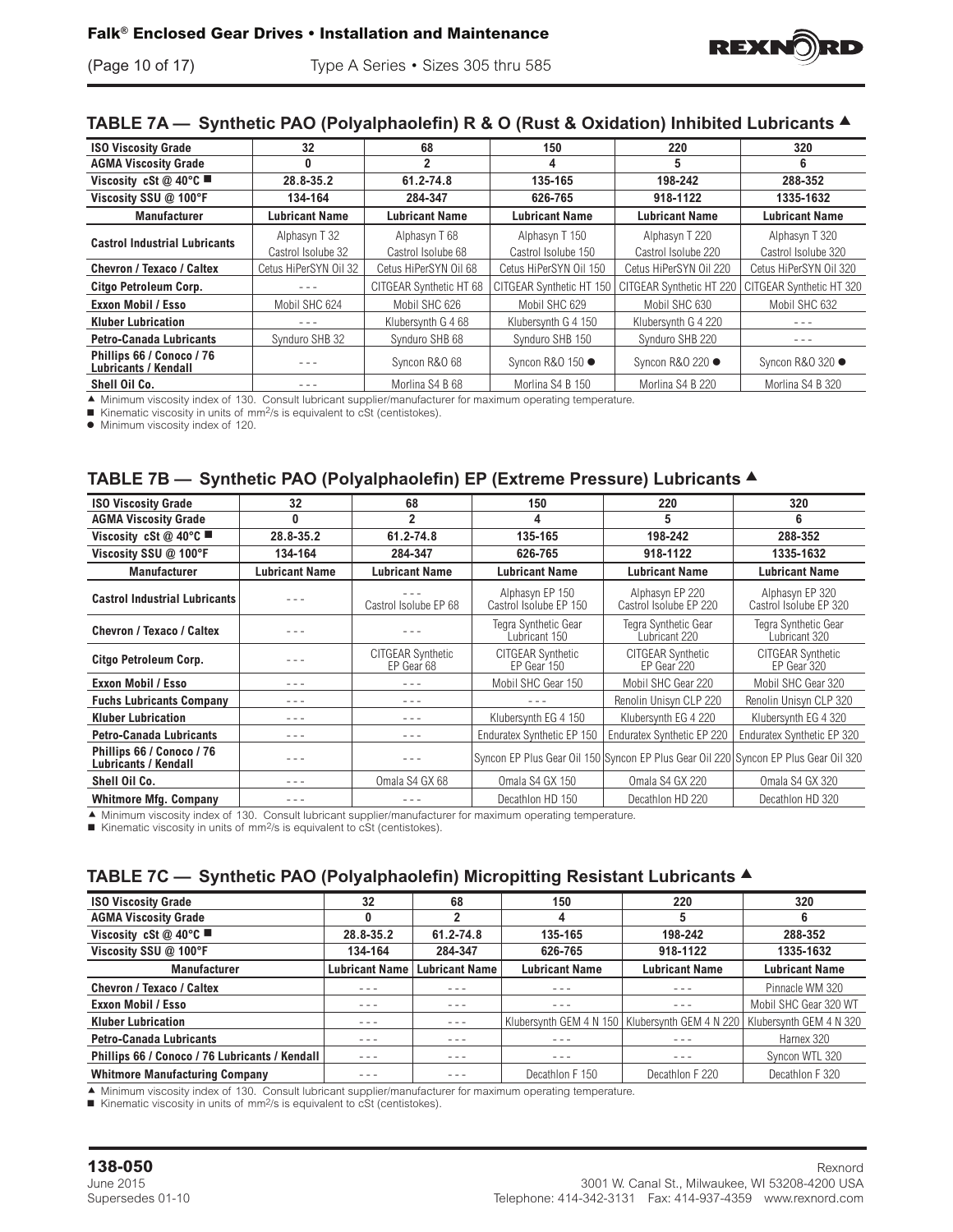## TABLE 7A — Synthetic PAO (Polyalphaolefin) R & O (Rust & Oxidation) Inhibited Lubricants ▲

| ISO Viscosity Grade | 32 | 68 | 150 | 220 | 320 |
|---|---|---|---|---|---|
| AGMA Viscosity Grade | 0 | 2 | 4 | 5 | 6 |
| Viscosity cSt @ 40°C ■ | 28.8-35.2 | 61.2-74.8 | 135-165 | 198-242 | 288-352 |
| Viscosity SSU @ 100°F | 134-164 | 284-347 | 626-765 | 918-1122 | 1335-1632 |
| **Manufacturer** | **Lubricant Name** | **Lubricant Name** | **Lubricant Name** | **Lubricant Name** | **Lubricant Name** |
| Castrol Industrial Lubricants | Alphasyn T 32<br>Castrol Isolube 32 | Alphasyn T 68<br>Castrol Isolube 68 | Alphasyn T 150<br>Castrol Isolube 150 | Alphasyn T 220<br>Castrol Isolube 220 | Alphasyn T 320<br>Castrol Isolube 320 |
| Chevron / Texaco / Caltex | Cetus HiPerSYN Oil 32 | Cetus HiPerSYN Oil 68 | Cetus HiPerSYN Oil 150 | Cetus HiPerSYN Oil 220 | Cetus HiPerSYN Oil 320 |
| Citgo Petroleum Corp. | - - - | CITGEAR Synthetic HT 68 | CITGEAR Synthetic HT 150 | CITGEAR Synthetic HT 220 | CITGEAR Synthetic HT 320 |
| Exxon Mobil / Esso | Mobil SHC 624 | Mobil SHC 626 | Mobil SHC 629 | Mobil SHC 630 | Mobil SHC 632 |
| Kluber Lubrication | - - - | Klubersynth G 4 68 | Klubersynth G 4 150 | Klubersynth G 4 220 | - - - |
| Petro-Canada Lubricants | Synduro SHB 32 | Synduro SHB 68 | Synduro SHB 150 | Synduro SHB 220 | - - - |
| Phillips 66 / Conoco / 76 Lubricants / Kendall | - - - | Syncon R&O 68 | Syncon R&O 150 ● | Syncon R&O 220 ● | Syncon R&O 320 ● |
| Shell Oil Co. | - - - | Morlina S4 B 68 | Morlina S4 B 150 | Morlina S4 B 220 | Morlina S4 B 320 |

▲ Minimum viscosity index of 130. Consult lubricant supplier/manufacturer for maximum operating temperature.
■ Kinematic viscosity in units of mm²/s is equivalent to cSt (centistokes).
● Minimum viscosity index of 120.

## TABLE 7B — Synthetic PAO (Polyalphaolefin) EP (Extreme Pressure) Lubricants ▲

| ISO Viscosity Grade | 32 | 68 | 150 | 220 | 320 |
|---|---|---|---|---|---|
| AGMA Viscosity Grade | 0 | 2 | 4 | 5 | 6 |
| Viscosity cSt @ 40°C ■ | 28.8-35.2 | 61.2-74.8 | 135-165 | 198-242 | 288-352 |
| Viscosity SSU @ 100°F | 134-164 | 284-347 | 626-765 | 918-1122 | 1335-1632 |
| **Manufacturer** | **Lubricant Name** | **Lubricant Name** | **Lubricant Name** | **Lubricant Name** | **Lubricant Name** |
| Castrol Industrial Lubricants | - - - | - - -<br>Castrol Isolube EP 68 | Alphasyn EP 150<br>Castrol Isolube EP 150 | Alphasyn EP 220<br>Castrol Isolube EP 220 | Alphasyn EP 320<br>Castrol Isolube EP 320 |
| Chevron / Texaco / Caltex | - - - | - - - | Tegra Synthetic Gear Lubricant 150 | Tegra Synthetic Gear Lubricant 220 | Tegra Synthetic Gear Lubricant 320 |
| Citgo Petroleum Corp. | - - - | CITGEAR Synthetic EP Gear 68 | CITGEAR Synthetic EP Gear 150 | CITGEAR Synthetic EP Gear 220 | CITGEAR Synthetic EP Gear 320 |
| Exxon Mobil / Esso | - - - | - - - | Mobil SHC Gear 150 | Mobil SHC Gear 220 | Mobil SHC Gear 320 |
| Fuchs Lubricants Company | - - - | - - - | - - - | Renolin Unisyn CLP 220 | Renolin Unisyn CLP 320 |
| Kluber Lubrication | - - - | - - - | Klubersynth EG 4 150 | Klubersynth EG 4 220 | Klubersynth EG 4 320 |
| Petro-Canada Lubricants | - - - | - - - | Enduratex Synthetic EP 150 | Enduratex Synthetic EP 220 | Enduratex Synthetic EP 320 |
| Phillips 66 / Conoco / 76 Lubricants / Kendall | - - - | - - - | Syncon EP Plus Gear Oil 150 | Syncon EP Plus Gear Oil 220 | Syncon EP Plus Gear Oil 320 |
| Shell Oil Co. | - - - | Omala S4 GX 68 | Omala S4 GX 150 | Omala S4 GX 220 | Omala S4 GX 320 |
| Whitmore Mfg. Company | - - - | - - - | Decathlon HD 150 | Decathlon HD 220 | Decathlon HD 320 |

▲ Minimum viscosity index of 130. Consult lubricant supplier/manufacturer for maximum operating temperature.
■ Kinematic viscosity in units of mm²/s is equivalent to cSt (centistokes).

## TABLE 7C — Synthetic PAO (Polyalphaolefin) Micropitting Resistant Lubricants ▲

| ISO Viscosity Grade | 32 | 68 | 150 | 220 | 320 |
|---|---|---|---|---|---|
| AGMA Viscosity Grade | 0 | 2 | 4 | 5 | 6 |
| Viscosity cSt @ 40°C ■ | 28.8-35.2 | 61.2-74.8 | 135-165 | 198-242 | 288-352 |
| Viscosity SSU @ 100°F | 134-164 | 284-347 | 626-765 | 918-1122 | 1335-1632 |
| **Manufacturer** | **Lubricant Name** | **Lubricant Name** | **Lubricant Name** | **Lubricant Name** | **Lubricant Name** |
| Chevron / Texaco / Caltex | - - - | - - - | - - - | - - - | Pinnacle WM 320 |
| Exxon Mobil / Esso | - - - | - - - | - - - | - - - | Mobil SHC Gear 320 WT |
| Kluber Lubrication | - - - | - - - | Klubersynth GEM 4 N 150 | Klubersynth GEM 4 N 220 | Klubersynth GEM 4 N 320 |
| Petro-Canada Lubricants | - - - | - - - | - - - | - - - | Harnex 320 |
| Phillips 66 / Conoco / 76 Lubricants / Kendall | - - - | - - - | - - - | - - - | Syncon WTL 320 |
| Whitmore Manufacturing Company | - - - | - - - | Decathlon F 150 | Decathlon F 220 | Decathlon F 320 |

▲ Minimum viscosity index of 130. Consult lubricant supplier/manufacturer for maximum operating temperature.
■ Kinematic viscosity in units of mm²/s is equivalent to cSt (centistokes).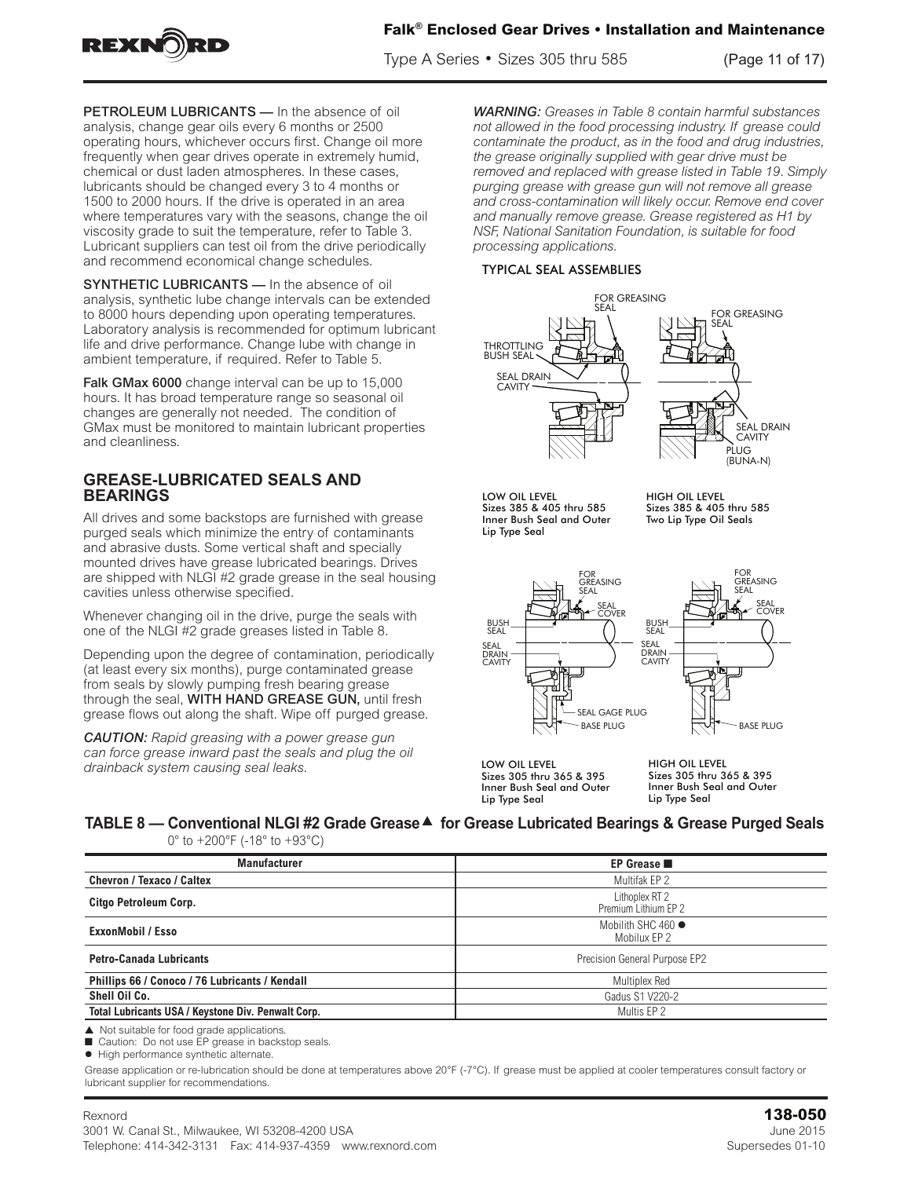**PETROLEUM LUBRICANTS —** In the absence of oil analysis, change gear oils every 6 months or 2500 operating hours, whichever occurs first. Change oil more frequently when gear drives operate in extremely humid, chemical or dust laden atmospheres. In these cases, lubricants should be changed every 3 to 4 months or 1500 to 2000 hours. If the drive is operated in an area where temperatures vary with the seasons, change the oil viscosity grade to suit the temperature, refer to Table 3. Lubricant suppliers can test oil from the drive periodically and recommend economical change schedules.

**SYNTHETIC LUBRICANTS —** In the absence of oil analysis, synthetic lube change intervals can be extended to 8000 hours depending upon operating temperatures. Laboratory analysis is recommended for optimum lubricant life and drive performance. Change lube with change in ambient temperature, if required. Refer to Table 5.

**Falk GMax 6000** change interval can be up to 15,000 hours. It has broad temperature range so seasonal oil changes are generally not needed. The condition of GMax must be monitored to maintain lubricant properties and cleanliness.

## GREASE-LUBRICATED SEALS AND BEARINGS

All drives and some backstops are furnished with grease purged seals which minimize the entry of contaminants and abrasive dusts. Some vertical shaft and specially mounted drives have grease lubricated bearings. Drives are shipped with NLGI #2 grade grease in the seal housing cavities unless otherwise specified.

Whenever changing oil in the drive, purge the seals with one of the NLGI #2 grade greases listed in Table 8.

Depending upon the degree of contamination, periodically (at least every six months), purge contaminated grease from seals by slowly pumping fresh bearing grease through the seal, **WITH HAND GREASE GUN,** until fresh grease flows out along the shaft. Wipe off purged grease.

***CAUTION:*** *Rapid greasing with a power grease gun can force grease inward past the seals and plug the oil drainback system causing seal leaks.*

***WARNING:*** *Greases in Table 8 contain harmful substances not allowed in the food processing industry. If grease could contaminate the product, as in the food and drug industries, the grease originally supplied with gear drive must be removed and replaced with grease listed in Table 19. Simply purging grease with grease gun will not remove all grease and cross-contamination will likely occur. Remove end cover and manually remove grease. Grease registered as H1 by NSF, National Sanitation Foundation, is suitable for food processing applications.*

**TYPICAL SEAL ASSEMBLIES**

FOR GREASING SEAL; THROTTLING BUSH SEAL; SEAL DRAIN CAVITY

LOW OIL LEVEL
Sizes 385 & 405 thru 585
Inner Bush Seal and Outer Lip Type Seal

FOR GREASING SEAL; SEAL DRAIN CAVITY; PLUG (BUNA-N)

HIGH OIL LEVEL
Sizes 385 & 405 thru 585
Two Lip Type Oil Seals

FOR GREASING SEAL; SEAL COVER; BUSH SEAL; SEAL DRAIN CAVITY; SEAL GAGE PLUG; BASE PLUG

LOW OIL LEVEL
Sizes 305 thru 365 & 395
Inner Bush Seal and Outer Lip Type Seal

FOR GREASING SEAL; SEAL COVER; BUSH SEAL; SEAL DRAIN CAVITY; BASE PLUG

HIGH OIL LEVEL
Sizes 305 thru 365 & 395
Inner Bush Seal and Outer Lip Type Seal

**TABLE 8 — Conventional NLGI #2 Grade Grease ▲ for Grease Lubricated Bearings & Grease Purged Seals**
0° to +200°F (-18° to +93°C)

| Manufacturer | EP Grease ■ |
|---|---|
| **Chevron / Texaco / Caltex** | Multifak EP 2 |
| **Citgo Petroleum Corp.** | Lithoplex RT 2<br>Premium Lithium EP 2 |
| **ExxonMobil / Esso** | Mobilith SHC 460 ●<br>Mobilux EP 2 |
| **Petro-Canada Lubricants** | Precision General Purpose EP2 |
| **Phillips 66 / Conoco / 76 Lubricants / Kendall** | Multiplex Red |
| **Shell Oil Co.** | Gadus S1 V220-2 |
| **Total Lubricants USA / Keystone Div. Penwalt Corp.** | Multis EP 2 |

▲ Not suitable for food grade applications.
■ Caution: Do not use EP grease in backstop seals.
● High performance synthetic alternate.

Grease application or re-lubrication should be done at temperatures above 20°F (-7°C). If grease must be applied at cooler temperatures consult factory or lubricant supplier for recommendations.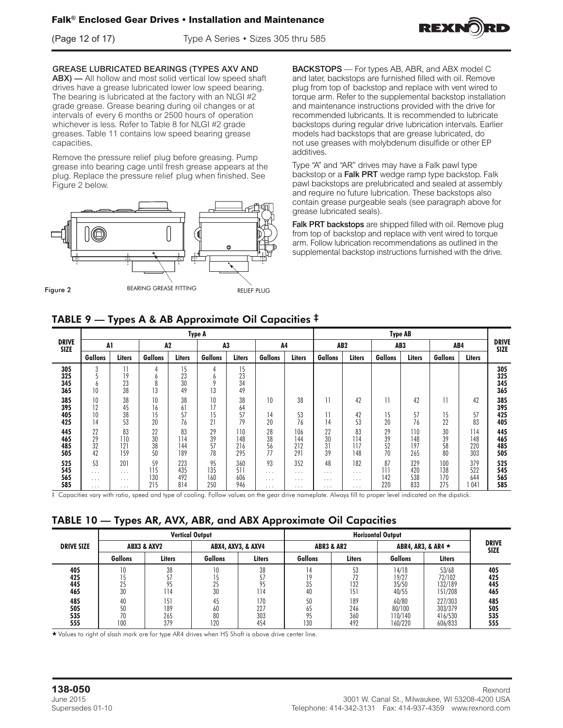**GREASE LUBRICATED BEARINGS (TYPES AXV AND ABX) —** All hollow and most solid vertical low speed shaft drives have a grease lubricated lower low speed bearing. The bearing is lubricated at the factory with an NLGI #2 grade grease. Grease bearing during oil changes or at intervals of every 6 months or 2500 hours of operation whichever is less. Refer to Table 8 for NLGI #2 grade greases. Table 11 contains low speed bearing grease capacities.

Remove the pressure relief plug before greasing. Pump grease into bearing cage until fresh grease appears at the plug. Replace the pressure relief plug when finished. See Figure 2 below.

BEARING GREASE FITTING RELIEF PLUG

Figure 2

**BACKSTOPS** — For types AB, ABR, and ABX model C and later, backstops are furnished filled with oil. Remove plug from top of backstop and replace with vent wired to torque arm. Refer to the supplemental backstop installation and maintenance instructions provided with the drive for recommended lubricants. It is recommended to lubricate backstops during regular drive lubrication intervals. Earlier models had backstops that are grease lubricated, do not use greases with molybdenum disulfide or other EP additives.

Type "A" and "AR" drives may have a Falk pawl type backstop or a **Falk PRT** wedge ramp type backstop. Falk pawl backstops are prelubricated and sealed at assembly and require no future lubrication. These backstops also contain grease purgeable seals (see paragraph above for grease lubricated seals).

**Falk PRT backstops** are shipped filled with oil. Remove plug from top of backstop and replace with vent wired to torque arm. Follow lubrication recommendations as outlined in the supplemental backstop instructions furnished with the drive.

## TABLE 9 — Types A & AB Approximate Oil Capacities ‡

| DRIVE SIZE | Type A | | | | | | | | Type AB | | | | | | DRIVE SIZE |
|---|---|---|---|---|---|---|---|---|---|---|---|---|---|---|---|
| | A1 | | A2 | | A3 | | A4 | | AB2 | | AB3 | | AB4 | | |
| | Gallons | Liters | Gallons | Liters | Gallons | Liters | Gallons | Liters | Gallons | Liters | Gallons | Liters | Gallons | Liters | |
| 305 | 3 | 11 | 4 | 15 | 4 | 15 | | | | | | | | | 305 |
| 325 | 5 | 19 | 6 | 23 | 6 | 23 | | | | | | | | | 325 |
| 345 | 6 | 23 | 8 | 30 | 9 | 34 | | | | | | | | | 345 |
| 365 | 10 | 38 | 13 | 49 | 13 | 49 | | | | | | | | | 365 |
| 385 | 10 | 38 | 10 | 38 | 10 | 38 | 10 | 38 | 11 | 42 | 11 | 42 | 11 | 42 | 385 |
| 395 | 12 | 45 | 16 | 61 | 17 | 64 | | | | | | | | | 395 |
| 405 | 10 | 38 | 15 | 57 | 15 | 57 | 14 | 53 | 11 | 42 | 15 | 57 | 15 | 57 | 425 |
| 425 | 14 | 53 | 20 | 76 | 21 | 79 | 20 | 76 | 14 | 53 | 20 | 76 | 22 | 83 | 405 |
| 445 | 22 | 83 | 22 | 83 | 29 | 110 | 28 | 106 | 22 | 83 | 29 | 110 | 30 | 114 | 445 |
| 465 | 29 | 110 | 30 | 114 | 39 | 148 | 38 | 144 | 30 | 114 | 39 | 148 | 39 | 148 | 465 |
| 485 | 32 | 121 | 38 | 144 | 57 | 216 | 56 | 212 | 31 | 117 | 52 | 197 | 58 | 220 | 485 |
| 505 | 42 | 159 | 50 | 189 | 78 | 295 | 77 | 291 | 39 | 148 | 70 | 265 | 80 | 303 | 505 |
| 525 | 53 | 201 | 59 | 223 | 95 | 360 | 93 | 352 | 48 | 182 | 87 | 329 | 100 | 379 | 525 |
| 545 | ... | ... | 115 | 435 | 135 | 511 | ... | ... | ... | ... | 111 | 420 | 138 | 522 | 545 |
| 565 | ... | ... | 130 | 492 | 160 | 606 | ... | ... | ... | ... | 142 | 538 | 170 | 644 | 565 |
| 585 | ... | ... | 215 | 814 | 250 | 946 | ... | ... | ... | ... | 220 | 833 | 275 | 1 041 | 585 |

‡ Capacities vary with ratio, speed and type of cooling. Follow values on the gear drive nameplate. Always fill to proper level indicated on the dipstick.

## TABLE 10 — Types AR, AVX, ABR, and ABX Approximate Oil Capacities

| DRIVE SIZE | Vertical Output | | | | Horizontal Output | | | | DRIVE SIZE |
|---|---|---|---|---|---|---|---|---|---|
| | ABX3 & AXV2 | | ABX4, AXV3, & AXV4 | | ABR3 & AR2 | | ABR4, AR3, & AR4 ★ | | |
| | Gallons | Liters | Gallons | Liters | Gallons | Liters | Gallons | Liters | |
| 405 | 10 | 38 | 10 | 38 | 14 | 53 | 14/18 | 53/68 | 405 |
| 425 | 15 | 57 | 15 | 57 | 19 | 72 | 19/27 | 72/102 | 425 |
| 445 | 25 | 95 | 25 | 95 | 35 | 132 | 35/50 | 132/189 | 445 |
| 465 | 30 | 114 | 30 | 114 | 40 | 151 | 40/55 | 151/208 | 465 |
| 485 | 40 | 151 | 45 | 170 | 50 | 189 | 60/80 | 227/303 | 485 |
| 505 | 50 | 189 | 60 | 227 | 65 | 246 | 80/100 | 303/379 | 505 |
| 535 | 70 | 265 | 80 | 303 | 95 | 360 | 110/140 | 416/530 | 535 |
| 555 | 100 | 379 | 120 | 454 | 130 | 492 | 160/220 | 606/833 | 555 |

★ Values to right of slash mark are for type AR4 drives when HS Shaft is above drive center line.

**138-050**
June 2015
Supersedes 01-10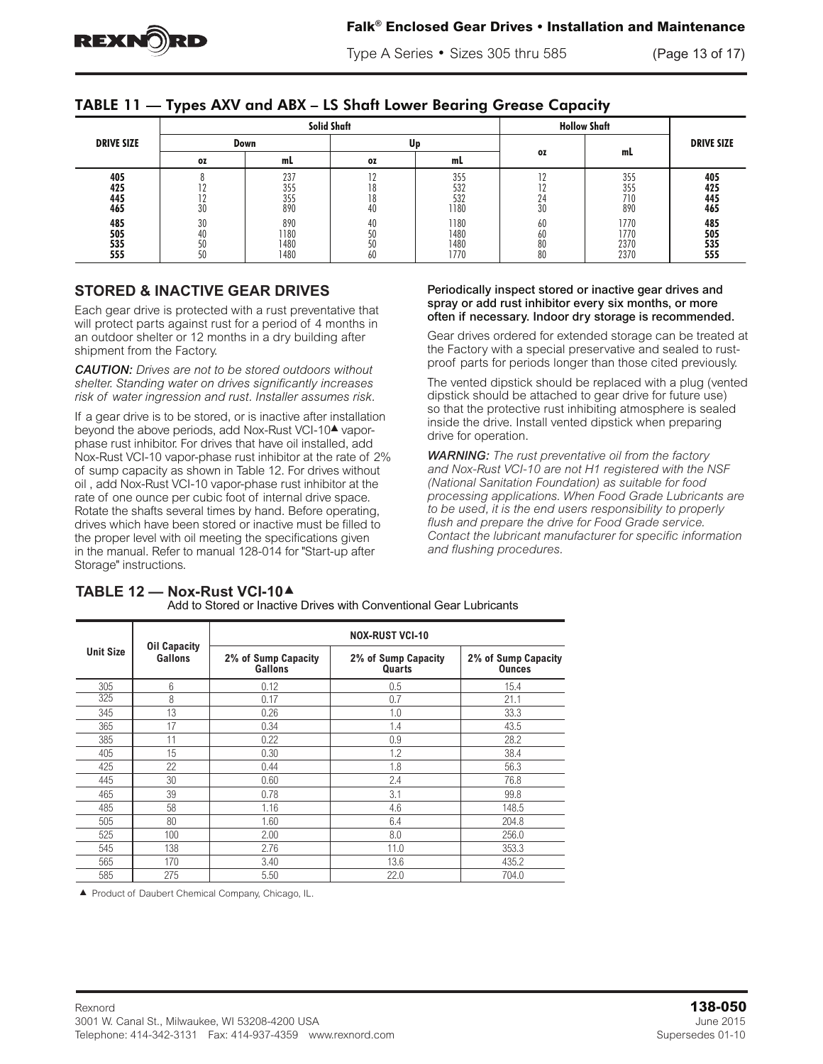## TABLE 11 — Types AXV and ABX – LS Shaft Lower Bearing Grease Capacity

| DRIVE SIZE | Solid Shaft | | | | Hollow Shaft | | DRIVE SIZE |
|---|---|---|---|---|---|---|---|
| | Down | | Up | | | | |
| | oz | mL | oz | mL | oz | mL | |
| 405 | 8 | 237 | 12 | 355 | 12 | 355 | 405 |
| 425 | 12 | 355 | 18 | 532 | 12 | 355 | 425 |
| 445 | 12 | 355 | 18 | 532 | 24 | 710 | 445 |
| 465 | 30 | 890 | 40 | 1180 | 30 | 890 | 465 |
| 485 | 30 | 890 | 40 | 1180 | 60 | 1770 | 485 |
| 505 | 40 | 1180 | 50 | 1480 | 60 | 1770 | 505 |
| 535 | 50 | 1480 | 50 | 1480 | 80 | 2370 | 535 |
| 555 | 50 | 1480 | 60 | 1770 | 80 | 2370 | 555 |

## STORED & INACTIVE GEAR DRIVES

Each gear drive is protected with a rust preventative that will protect parts against rust for a period of 4 months in an outdoor shelter or 12 months in a dry building after shipment from the Factory.

***CAUTION:** Drives are not to be stored outdoors without shelter. Standing water on drives significantly increases risk of water ingression and rust. Installer assumes risk.*

If a gear drive is to be stored, or is inactive after installation beyond the above periods, add Nox-Rust VCI-10▲ vapor-phase rust inhibitor. For drives that have oil installed, add Nox-Rust VCI-10 vapor-phase rust inhibitor at the rate of 2% of sump capacity as shown in Table 12. For drives without oil , add Nox-Rust VCI-10 vapor-phase rust inhibitor at the rate of one ounce per cubic foot of internal drive space. Rotate the shafts several times by hand. Before operating, drives which have been stored or inactive must be filled to the proper level with oil meeting the specifications given in the manual. Refer to manual 128-014 for "Start-up after Storage" instructions.

**Periodically inspect stored or inactive gear drives and spray or add rust inhibitor every six months, or more often if necessary. Indoor dry storage is recommended.**

Gear drives ordered for extended storage can be treated at the Factory with a special preservative and sealed to rust-proof parts for periods longer than those cited previously.

The vented dipstick should be replaced with a plug (vented dipstick should be attached to gear drive for future use) so that the protective rust inhibiting atmosphere is sealed inside the drive. Install vented dipstick when preparing drive for operation.

***WARNING:** The rust preventative oil from the factory and Nox-Rust VCI-10 are not H1 registered with the NSF (National Sanitation Foundation) as suitable for food processing applications. When Food Grade Lubricants are to be used, it is the end users responsibility to properly flush and prepare the drive for Food Grade service. Contact the lubricant manufacturer for specific information and flushing procedures.*

## TABLE 12 — Nox-Rust VCI-10▲

Add to Stored or Inactive Drives with Conventional Gear Lubricants

| Unit Size | Oil Capacity Gallons | NOX-RUST VCI-10 | | |
|---|---|---|---|---|
| | | 2% of Sump Capacity Gallons | 2% of Sump Capacity Quarts | 2% of Sump Capacity Ounces |
| 305 | 6 | 0.12 | 0.5 | 15.4 |
| 325 | 8 | 0.17 | 0.7 | 21.1 |
| 345 | 13 | 0.26 | 1.0 | 33.3 |
| 365 | 17 | 0.34 | 1.4 | 43.5 |
| 385 | 11 | 0.22 | 0.9 | 28.2 |
| 405 | 15 | 0.30 | 1.2 | 38.4 |
| 425 | 22 | 0.44 | 1.8 | 56.3 |
| 445 | 30 | 0.60 | 2.4 | 76.8 |
| 465 | 39 | 0.78 | 3.1 | 99.8 |
| 485 | 58 | 1.16 | 4.6 | 148.5 |
| 505 | 80 | 1.60 | 6.4 | 204.8 |
| 525 | 100 | 2.00 | 8.0 | 256.0 |
| 545 | 138 | 2.76 | 11.0 | 353.3 |
| 565 | 170 | 3.40 | 13.6 | 435.2 |
| 585 | 275 | 5.50 | 22.0 | 704.0 |

▲ Product of Daubert Chemical Company, Chicago, IL.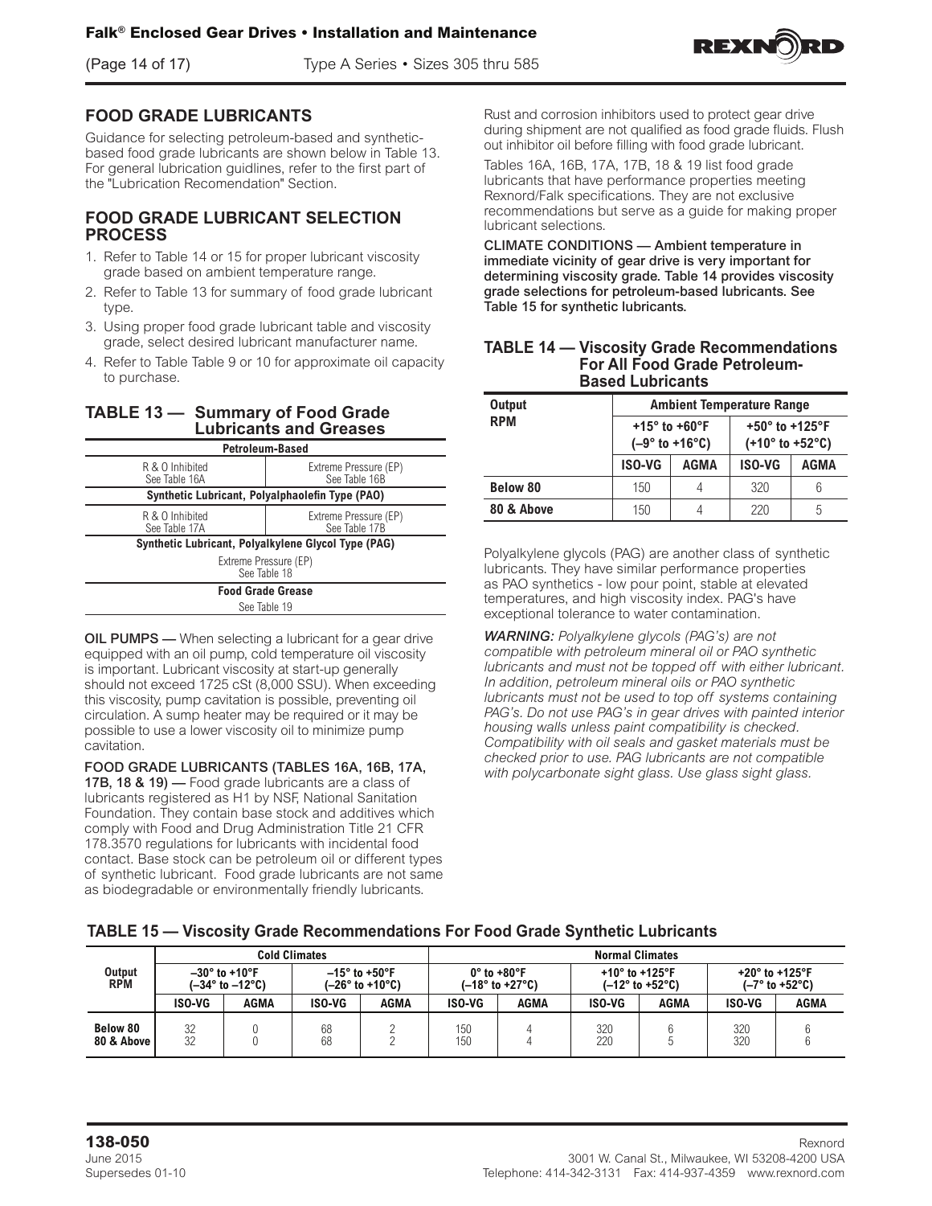## FOOD GRADE LUBRICANTS

Guidance for selecting petroleum-based and synthetic-based food grade lubricants are shown below in Table 13. For general lubrication guidlines, refer to the first part of the "Lubrication Recomendation" Section.

## FOOD GRADE LUBRICANT SELECTION PROCESS

1. Refer to Table 14 or 15 for proper lubricant viscosity grade based on ambient temperature range.
2. Refer to Table 13 for summary of food grade lubricant type.
3. Using proper food grade lubricant table and viscosity grade, select desired lubricant manufacturer name.
4. Refer to Table Table 9 or 10 for approximate oil capacity to purchase.

### TABLE 13 — Summary of Food Grade Lubricants and Greases

| Petroleum-Based | |
|---|---|
| R & O Inhibited<br>See Table 16A | Extreme Pressure (EP)<br>See Table 16B |
| **Synthetic Lubricant, Polyalphaolefin Type (PAO)** | |
| R & O Inhibited<br>See Table 17A | Extreme Pressure (EP)<br>See Table 17B |
| **Synthetic Lubricant, Polyalkylene Glycol Type (PAG)** | |
| Extreme Pressure (EP)<br>See Table 18 | |
| **Food Grade Grease** | |
| See Table 19 | |

**OIL PUMPS —** When selecting a lubricant for a gear drive equipped with an oil pump, cold temperature oil viscosity is important. Lubricant viscosity at start-up generally should not exceed 1725 cSt (8,000 SSU). When exceeding this viscosity, pump cavitation is possible, preventing oil circulation. A sump heater may be required or it may be possible to use a lower viscosity oil to minimize pump cavitation.

**FOOD GRADE LUBRICANTS (TABLES 16A, 16B, 17A, 17B, 18 & 19) —** Food grade lubricants are a class of lubricants registered as H1 by NSF, National Sanitation Foundation. They contain base stock and additives which comply with Food and Drug Administration Title 21 CFR 178.3570 regulations for lubricants with incidental food contact. Base stock can be petroleum oil or different types of synthetic lubricant. Food grade lubricants are not same as biodegradable or environmentally friendly lubricants.

Rust and corrosion inhibitors used to protect gear drive during shipment are not qualified as food grade fluids. Flush out inhibitor oil before filling with food grade lubricant.

Tables 16A, 16B, 17A, 17B, 18 & 19 list food grade lubricants that have performance properties meeting Rexnord/Falk specifications. They are not exclusive recommendations but serve as a guide for making proper lubricant selections.

**CLIMATE CONDITIONS — Ambient temperature in immediate vicinity of gear drive is very important for determining viscosity grade. Table 14 provides viscosity grade selections for petroleum-based lubricants. See Table 15 for synthetic lubricants.**

### TABLE 14 — Viscosity Grade Recommendations For All Food Grade Petroleum-Based Lubricants

| Output RPM | Ambient Temperature Range | | | |
|---|---|---|---|---|
| | +15° to +60°F (–9° to +16°C) | | +50° to +125°F (+10° to +52°C) | |
| | ISO-VG | AGMA | ISO-VG | AGMA |
| **Below 80** | 150 | 4 | 320 | 6 |
| **80 & Above** | 150 | 4 | 220 | 5 |

Polyalkylene glycols (PAG) are another class of synthetic lubricants. They have similar performance properties as PAO synthetics - low pour point, stable at elevated temperatures, and high viscosity index. PAG's have exceptional tolerance to water contamination.

***WARNING:*** *Polyalkylene glycols (PAG's) are not compatible with petroleum mineral oil or PAO synthetic lubricants and must not be topped off with either lubricant. In addition, petroleum mineral oils or PAO synthetic lubricants must not be used to top off systems containing PAG's. Do not use PAG's in gear drives with painted interior housing walls unless paint compatibility is checked. Compatibility with oil seals and gasket materials must be checked prior to use. PAG lubricants are not compatible with polycarbonate sight glass. Use glass sight glass.*

### TABLE 15 — Viscosity Grade Recommendations For Food Grade Synthetic Lubricants

| Output RPM | Cold Climates | | | | Normal Climates | | | | | |
|---|---|---|---|---|---|---|---|---|---|---|
| | –30° to +10°F (–34° to –12°C) | | –15° to +50°F (–26° to +10°C) | | 0° to +80°F (–18° to +27°C) | | +10° to +125°F (–12° to +52°C) | | +20° to +125°F (–7° to +52°C) | |
| | ISO-VG | AGMA | ISO-VG | AGMA | ISO-VG | AGMA | ISO-VG | AGMA | ISO-VG | AGMA |
| **Below 80** | 32 | 0 | 68 | 2 | 150 | 4 | 320 | 6 | 320 | 6 |
| **80 & Above** | 32 | 0 | 68 | 2 | 150 | 4 | 220 | 5 | 320 | 6 |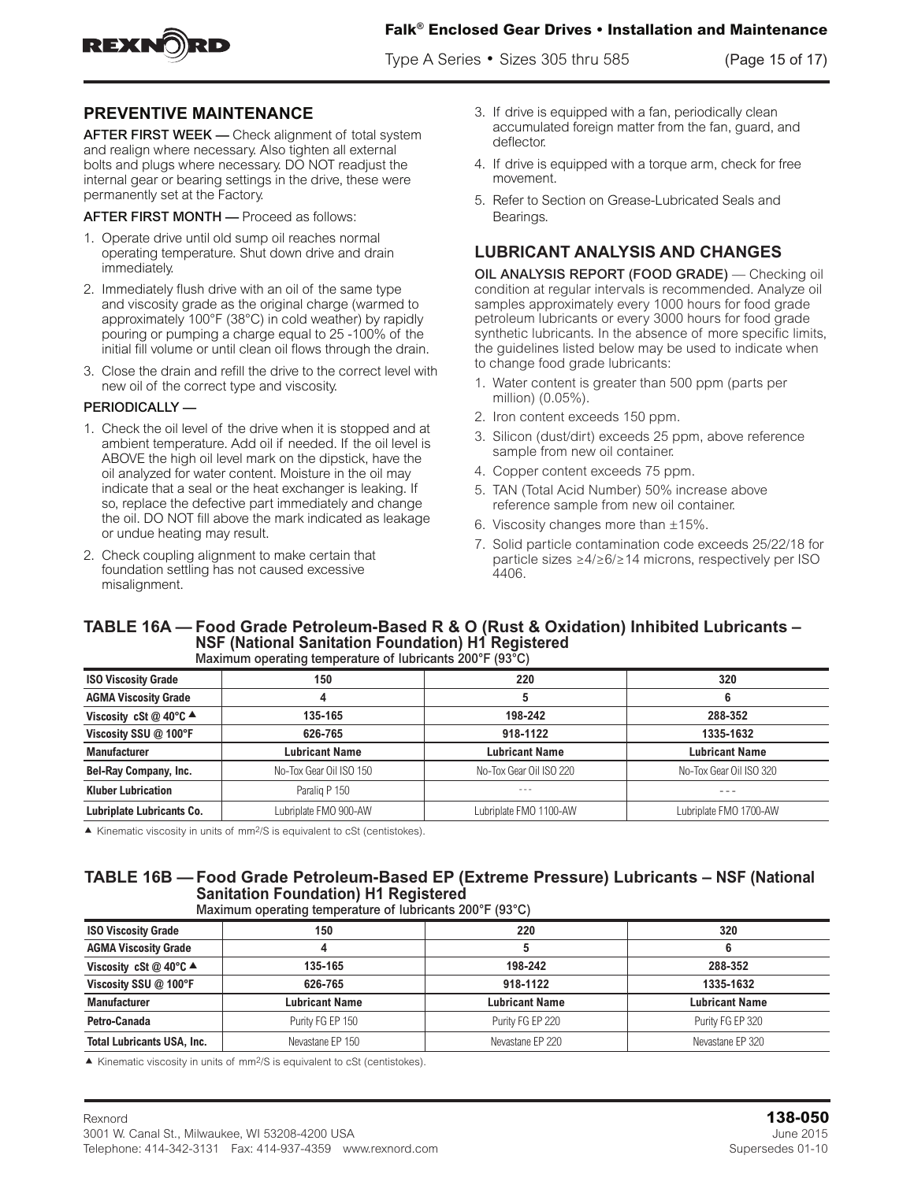## PREVENTIVE MAINTENANCE

**AFTER FIRST WEEK —** Check alignment of total system and realign where necessary. Also tighten all external bolts and plugs where necessary. DO NOT readjust the internal gear or bearing settings in the drive, these were permanently set at the Factory.

**AFTER FIRST MONTH —** Proceed as follows:

1. Operate drive until old sump oil reaches normal operating temperature. Shut down drive and drain immediately.
2. Immediately flush drive with an oil of the same type and viscosity grade as the original charge (warmed to approximately 100°F (38°C) in cold weather) by rapidly pouring or pumping a charge equal to 25 -100% of the initial fill volume or until clean oil flows through the drain.
3. Close the drain and refill the drive to the correct level with new oil of the correct type and viscosity.

**PERIODICALLY —**

1. Check the oil level of the drive when it is stopped and at ambient temperature. Add oil if needed. If the oil level is ABOVE the high oil level mark on the dipstick, have the oil analyzed for water content. Moisture in the oil may indicate that a seal or the heat exchanger is leaking. If so, replace the defective part immediately and change the oil. DO NOT fill above the mark indicated as leakage or undue heating may result.
2. Check coupling alignment to make certain that foundation settling has not caused excessive misalignment.
3. If drive is equipped with a fan, periodically clean accumulated foreign matter from the fan, guard, and deflector.
4. If drive is equipped with a torque arm, check for free movement.
5. Refer to Section on Grease-Lubricated Seals and Bearings.

## LUBRICANT ANALYSIS AND CHANGES

**OIL ANALYSIS REPORT (FOOD GRADE)** — Checking oil condition at regular intervals is recommended. Analyze oil samples approximately every 1000 hours for food grade petroleum lubricants or every 3000 hours for food grade synthetic lubricants. In the absence of more specific limits, the guidelines listed below may be used to indicate when to change food grade lubricants:

1. Water content is greater than 500 ppm (parts per million) (0.05%).
2. Iron content exceeds 150 ppm.
3. Silicon (dust/dirt) exceeds 25 ppm, above reference sample from new oil container.
4. Copper content exceeds 75 ppm.
5. TAN (Total Acid Number) 50% increase above reference sample from new oil container.
6. Viscosity changes more than ±15%.
7. Solid particle contamination code exceeds 25/22/18 for particle sizes ≥4/≥6/≥14 microns, respectively per ISO 4406.

### TABLE 16A — Food Grade Petroleum-Based R & O (Rust & Oxidation) Inhibited Lubricants – NSF (National Sanitation Foundation) H1 Registered

Maximum operating temperature of lubricants 200°F (93°C)

| ISO Viscosity Grade | 150 | 220 | 320 |
|---|---|---|---|
| AGMA Viscosity Grade | 4 | 5 | 6 |
| Viscosity cSt @ 40°C ▲ | 135-165 | 198-242 | 288-352 |
| Viscosity SSU @ 100°F | 626-765 | 918-1122 | 1335-1632 |
| **Manufacturer** | **Lubricant Name** | **Lubricant Name** | **Lubricant Name** |
| Bel-Ray Company, Inc. | No-Tox Gear Oil ISO 150 | No-Tox Gear Oil ISO 220 | No-Tox Gear Oil ISO 320 |
| Kluber Lubrication | Paraliq P 150 | --- | --- |
| Lubriplate Lubricants Co. | Lubriplate FMO 900-AW | Lubriplate FMO 1100-AW | Lubriplate FMO 1700-AW |

▲ Kinematic viscosity in units of $mm^2/S$ is equivalent to cSt (centistokes).

### TABLE 16B — Food Grade Petroleum-Based EP (Extreme Pressure) Lubricants – NSF (National Sanitation Foundation) H1 Registered

Maximum operating temperature of lubricants 200°F (93°C)

| ISO Viscosity Grade | 150 | 220 | 320 |
|---|---|---|---|
| AGMA Viscosity Grade | 4 | 5 | 6 |
| Viscosity cSt @ 40°C ▲ | 135-165 | 198-242 | 288-352 |
| Viscosity SSU @ 100°F | 626-765 | 918-1122 | 1335-1632 |
| **Manufacturer** | **Lubricant Name** | **Lubricant Name** | **Lubricant Name** |
| Petro-Canada | Purity FG EP 150 | Purity FG EP 220 | Purity FG EP 320 |
| Total Lubricants USA, Inc. | Nevastane EP 150 | Nevastane EP 220 | Nevastane EP 320 |

▲ Kinematic viscosity in units of $mm^2/S$ is equivalent to cSt (centistokes).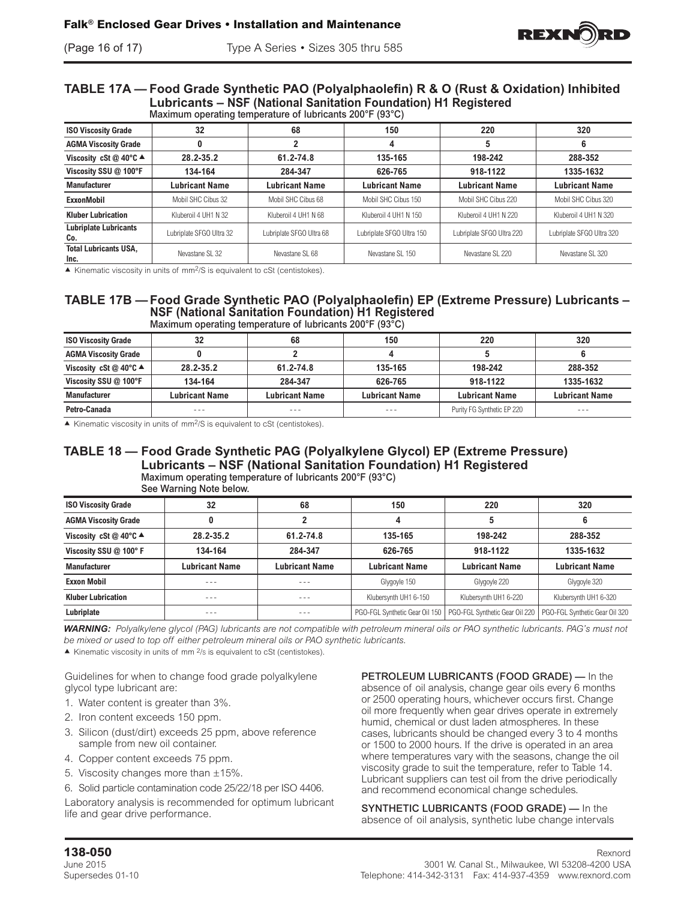## TABLE 17A — Food Grade Synthetic PAO (Polyalphaolefin) R & O (Rust & Oxidation) Inhibited Lubricants – NSF (National Sanitation Foundation) H1 Registered

Maximum operating temperature of lubricants 200°F (93°C)

| ISO Viscosity Grade | 32 | 68 | 150 | 220 | 320 |
|---|---|---|---|---|---|
| AGMA Viscosity Grade | 0 | 2 | 4 | 5 | 6 |
| Viscosity cSt @ 40°C ▲ | 28.2-35.2 | 61.2-74.8 | 135-165 | 198-242 | 288-352 |
| Viscosity SSU @ 100°F | 134-164 | 284-347 | 626-765 | 918-1122 | 1335-1632 |
| Manufacturer | Lubricant Name | Lubricant Name | Lubricant Name | Lubricant Name | Lubricant Name |
| ExxonMobil | Mobil SHC Cibus 32 | Mobil SHC Cibus 68 | Mobil SHC Cibus 150 | Mobil SHC Cibus 220 | Mobil SHC Cibus 320 |
| Kluber Lubrication | Kluberoil 4 UH1 N 32 | Kluberoil 4 UH1 N 68 | Kluberoil 4 UH1 N 150 | Kluberoil 4 UH1 N 220 | Kluberoil 4 UH1 N 320 |
| Lubriplate Lubricants Co. | Lubriplate SFGO Ultra 32 | Lubriplate SFGO Ultra 68 | Lubriplate SFGO Ultra 150 | Lubriplate SFGO Ultra 220 | Lubriplate SFGO Ultra 320 |
| Total Lubricants USA, Inc. | Nevastane SL 32 | Nevastane SL 68 | Nevastane SL 150 | Nevastane SL 220 | Nevastane SL 320 |

▲ Kinematic viscosity in units of mm²/S is equivalent to cSt (centistokes).

## TABLE 17B — Food Grade Synthetic PAO (Polyalphaolefin) EP (Extreme Pressure) Lubricants – NSF (National Sanitation Foundation) H1 Registered

Maximum operating temperature of lubricants 200°F (93°C)

| ISO Viscosity Grade | 32 | 68 | 150 | 220 | 320 |
|---|---|---|---|---|---|
| AGMA Viscosity Grade | 0 | 2 | 4 | 5 | 6 |
| Viscosity cSt @ 40°C ▲ | 28.2-35.2 | 61.2-74.8 | 135-165 | 198-242 | 288-352 |
| Viscosity SSU @ 100°F | 134-164 | 284-347 | 626-765 | 918-1122 | 1335-1632 |
| Manufacturer | Lubricant Name | Lubricant Name | Lubricant Name | Lubricant Name | Lubricant Name |
| Petro-Canada | --- | --- | --- | Purity FG Synthetic EP 220 | --- |

▲ Kinematic viscosity in units of mm²/S is equivalent to cSt (centistokes).

## TABLE 18 — Food Grade Synthetic PAG (Polyalkylene Glycol) EP (Extreme Pressure) Lubricants – NSF (National Sanitation Foundation) H1 Registered

Maximum operating temperature of lubricants 200°F (93°C)
See Warning Note below.

| ISO Viscosity Grade | 32 | 68 | 150 | 220 | 320 |
|---|---|---|---|---|---|
| AGMA Viscosity Grade | 0 | 2 | 4 | 5 | 6 |
| Viscosity cSt @ 40°C ▲ | 28.2-35.2 | 61.2-74.8 | 135-165 | 198-242 | 288-352 |
| Viscosity SSU @ 100° F | 134-164 | 284-347 | 626-765 | 918-1122 | 1335-1632 |
| Manufacturer | Lubricant Name | Lubricant Name | Lubricant Name | Lubricant Name | Lubricant Name |
| Exxon Mobil | --- | --- | Glygoyle 150 | Glygoyle 220 | Glygoyle 320 |
| Kluber Lubrication | --- | --- | Klubersynth UH1 6-150 | Klubersynth UH1 6-220 | Klubersynth UH1 6-320 |
| Lubriplate | --- | --- | PGO-FGL Synthetic Gear Oil 150 | PGO-FGL Synthetic Gear Oil 220 | PGO-FGL Synthetic Gear Oil 320 |

***WARNING:*** *Polyalkylene glycol (PAG) lubricants are not compatible with petroleum mineral oils or PAO synthetic lubricants. PAG's must not be mixed or used to top off either petroleum mineral oils or PAO synthetic lubricants.*

▲ Kinematic viscosity in units of mm ²/s is equivalent to cSt (centistokes).

Guidelines for when to change food grade polyalkylene glycol type lubricant are:

1. Water content is greater than 3%.
2. Iron content exceeds 150 ppm.
3. Silicon (dust/dirt) exceeds 25 ppm, above reference sample from new oil container.
4. Copper content exceeds 75 ppm.
5. Viscosity changes more than ±15%.
6. Solid particle contamination code 25/22/18 per ISO 4406.

Laboratory analysis is recommended for optimum lubricant life and gear drive performance.

PETROLEUM LUBRICANTS (FOOD GRADE) — In the absence of oil analysis, change gear oils every 6 months or 2500 operating hours, whichever occurs first. Change oil more frequently when gear drives operate in extremely humid, chemical or dust laden atmospheres. In these cases, lubricants should be changed every 3 to 4 months or 1500 to 2000 hours. If the drive is operated in an area where temperatures vary with the seasons, change the oil viscosity grade to suit the temperature, refer to Table 14. Lubricant suppliers can test oil from the drive periodically and recommend economical change schedules.

SYNTHETIC LUBRICANTS (FOOD GRADE) — In the absence of oil analysis, synthetic lube change intervals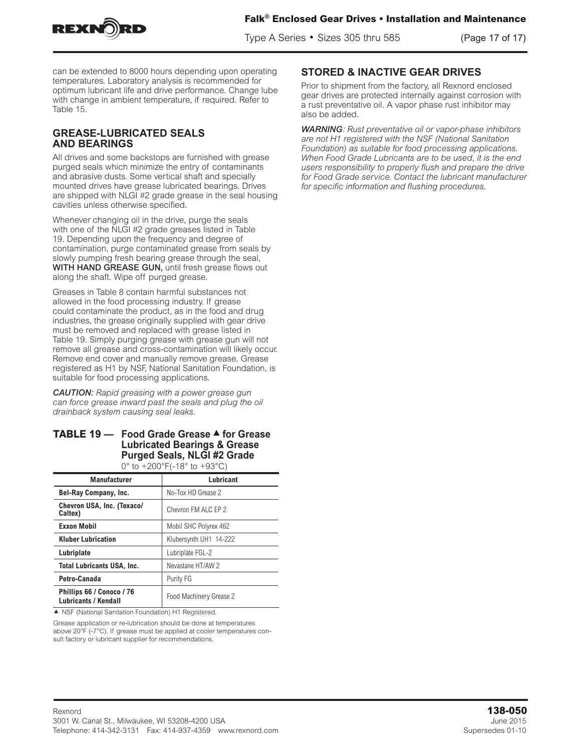can be extended to 8000 hours depending upon operating temperatures. Laboratory analysis is recommended for optimum lubricant life and drive performance. Change lube with change in ambient temperature, if required. Refer to Table 15.

## GREASE-LUBRICATED SEALS AND BEARINGS

All drives and some backstops are furnished with grease purged seals which minimize the entry of contaminants and abrasive dusts. Some vertical shaft and specially mounted drives have grease lubricated bearings. Drives are shipped with NLGI #2 grade grease in the seal housing cavities unless otherwise specified.

Whenever changing oil in the drive, purge the seals with one of the NLGI #2 grade greases listed in Table 19. Depending upon the frequency and degree of contamination, purge contaminated grease from seals by slowly pumping fresh bearing grease through the seal, **WITH HAND GREASE GUN,** until fresh grease flows out along the shaft. Wipe off purged grease.

Greases in Table 8 contain harmful substances not allowed in the food processing industry. If grease could contaminate the product, as in the food and drug industries, the grease originally supplied with gear drive must be removed and replaced with grease listed in Table 19. Simply purging grease with grease gun will not remove all grease and cross-contamination will likely occur. Remove end cover and manually remove grease. Grease registered as H1 by NSF, National Sanitation Foundation, is suitable for food processing applications.

***CAUTION:*** *Rapid greasing with a power grease gun can force grease inward past the seals and plug the oil drainback system causing seal leaks.*

**TABLE 19 — Food Grade Grease ▲ for Grease Lubricated Bearings & Grease Purged Seals, NLGI #2 Grade**
0° to +200°F(-18° to +93°C)

| Manufacturer | Lubricant |
|---|---|
| **Bel-Ray Company, Inc.** | No-Tox HD Grease 2 |
| **Chevron USA, Inc. (Texaco/ Caltex)** | Chevron FM ALC EP 2 |
| **Exxon Mobil** | Mobil SHC Polyrex 462 |
| **Kluber Lubrication** | Klubersynth UH1 14-222 |
| **Lubriplate** | Lubriplate FGL-2 |
| **Total Lubricants USA, Inc.** | Nevastane HT/AW 2 |
| **Petro-Canada** | Purity FG |
| **Phillips 66 / Conoco / 76 Lubricants / Kendall** | Food Machinery Grease 2 |

▲ NSF (National Sanitation Foundation) H1 Registered.

Grease application or re-lubrication should be done at temperatures above 20°F (-7°C). If grease must be applied at cooler temperatures consult factory or lubricant supplier for recommendations.

## STORED & INACTIVE GEAR DRIVES

Prior to shipment from the factory, all Rexnord enclosed gear drives are protected internally against corrosion with a rust preventative oil. A vapor phase rust inhibitor may also be added.

***WARNING****: Rust preventative oil or vapor-phase inhibitors are not H1 registered with the NSF (National Sanitation Foundation) as suitable for food processing applications. When Food Grade Lubricants are to be used, it is the end users responsibility to properly flush and prepare the drive for Food Grade service. Contact the lubricant manufacturer for specific information and flushing procedures.*

Rexnord
3001 W. Canal St., Milwaukee, WI 53208-4200 USA
Telephone: 414-342-3131 Fax: 414-937-4359 www.rexnord.com

**138-050**
June 2015
Supersedes 01-10